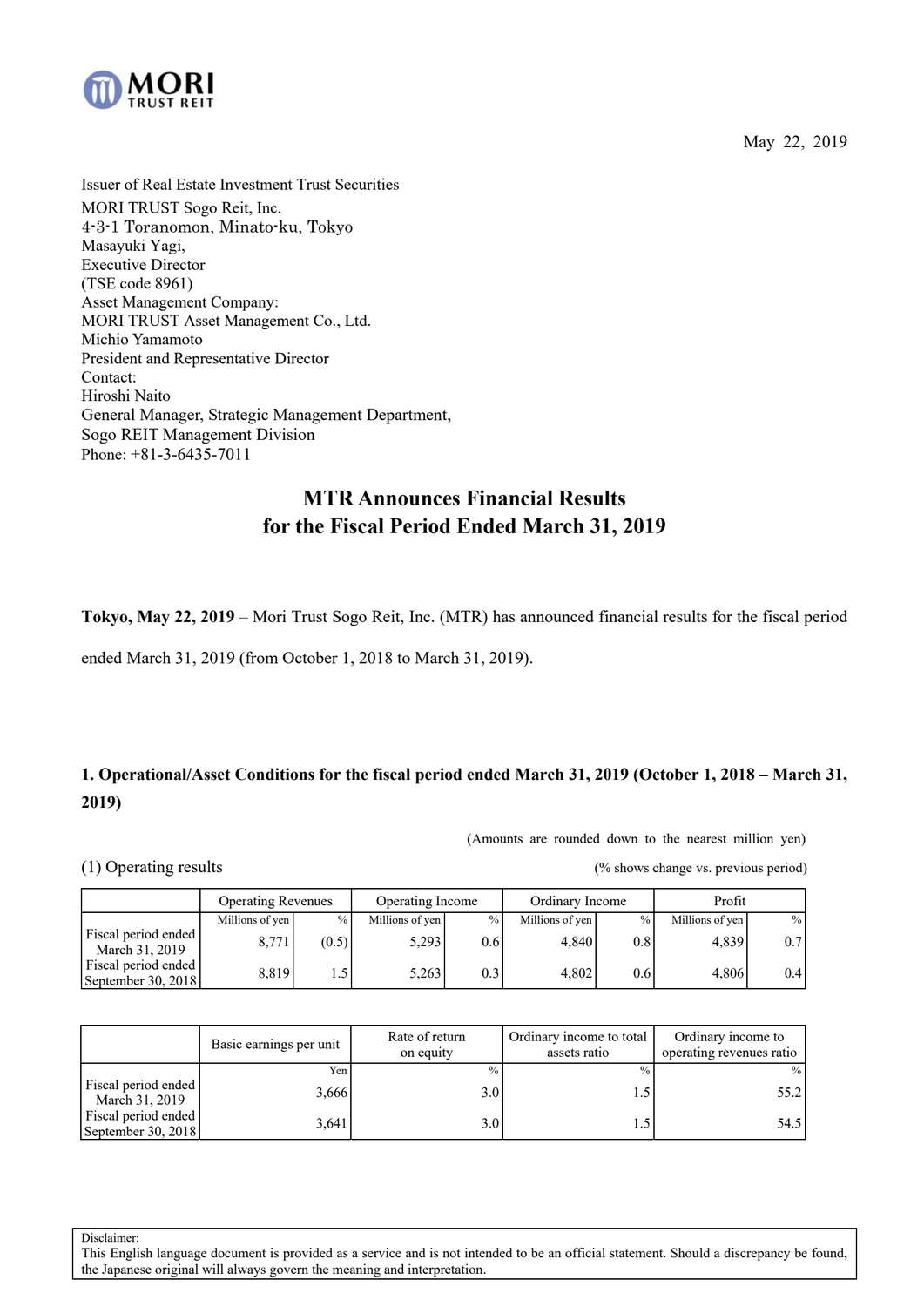MORI TRUST REIT

May 22, 2019

Issuer of Real Estate Investment Trust Securities
MORI TRUST Sogo Reit, Inc.
4-3-1 Toranomon, Minato-ku, Tokyo
Masayuki Yagi,
Executive Director
(TSE code 8961)
Asset Management Company:
MORI TRUST Asset Management Co., Ltd.
Michio Yamamoto
President and Representative Director
Contact:
Hiroshi Naito
General Manager, Strategic Management Department,
Sogo REIT Management Division
Phone: +81-3-6435-7011

# MTR Announces Financial Results for the Fiscal Period Ended March 31, 2019

**Tokyo, May 22, 2019** – Mori Trust Sogo Reit, Inc. (MTR) has announced financial results for the fiscal period ended March 31, 2019 (from October 1, 2018 to March 31, 2019).

## 1. Operational/Asset Conditions for the fiscal period ended March 31, 2019 (October 1, 2018 – March 31, 2019)

(Amounts are rounded down to the nearest million yen)

(1) Operating results

(% shows change vs. previous period)

| | Operating Revenues | | Operating Income | | Ordinary Income | | Profit | |
|---|---|---|---|---|---|---|---|---|
| | Millions of yen | % | Millions of yen | % | Millions of yen | % | Millions of yen | % |
| Fiscal period ended March 31, 2019 | 8,771 | (0.5) | 5,293 | 0.6 | 4,840 | 0.8 | 4,839 | 0.7 |
| Fiscal period ended September 30, 2018 | 8,819 | 1.5 | 5,263 | 0.3 | 4,802 | 0.6 | 4,806 | 0.4 |

| | Basic earnings per unit | Rate of return on equity | Ordinary income to total assets ratio | Ordinary income to operating revenues ratio |
|---|---|---|---|---|
| | Yen | % | % | % |
| Fiscal period ended March 31, 2019 | 3,666 | 3.0 | 1.5 | 55.2 |
| Fiscal period ended September 30, 2018 | 3,641 | 3.0 | 1.5 | 54.5 |

Disclaimer:
This English language document is provided as a service and is not intended to be an official statement. Should a discrepancy be found, the Japanese original will always govern the meaning and interpretation.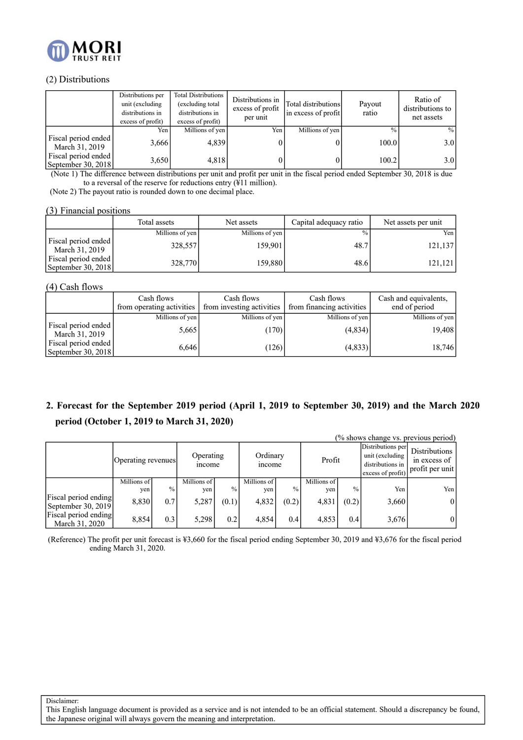MORI TRUST REIT

### (2) Distributions

| | Distributions per unit (excluding distributions in excess of profit) | Total Distributions (excluding total distributions in excess of profit) | Distributions in excess of profit per unit | Total distributions in excess of profit | Payout ratio | Ratio of distributions to net assets |
|---|---|---|---|---|---|---|
| | Yen | Millions of yen | Yen | Millions of yen | % | % |
| Fiscal period ended March 31, 2019 | 3,666 | 4,839 | 0 | 0 | 100.0 | 3.0 |
| Fiscal period ended September 30, 2018 | 3,650 | 4,818 | 0 | 0 | 100.2 | 3.0 |

(Note 1) The difference between distributions per unit and profit per unit in the fiscal period ended September 30, 2018 is due to a reversal of the reserve for reductions entry (¥11 million).

(Note 2) The payout ratio is rounded down to one decimal place.

### (3) Financial positions

| | Total assets | Net assets | Capital adequacy ratio | Net assets per unit |
|---|---|---|---|---|
| | Millions of yen | Millions of yen | % | Yen |
| Fiscal period ended March 31, 2019 | 328,557 | 159,901 | 48.7 | 121,137 |
| Fiscal period ended September 30, 2018 | 328,770 | 159,880 | 48.6 | 121,121 |

### (4) Cash flows

| | Cash flows from operating activities | Cash flows from investing activities | Cash flows from financing activities | Cash and equivalents, end of period |
|---|---|---|---|---|
| | Millions of yen | Millions of yen | Millions of yen | Millions of yen |
| Fiscal period ended March 31, 2019 | 5,665 | (170) | (4,834) | 19,408 |
| Fiscal period ended September 30, 2018 | 6,646 | (126) | (4,833) | 18,746 |

## 2. Forecast for the September 2019 period (April 1, 2019 to September 30, 2019) and the March 2020 period (October 1, 2019 to March 31, 2020)

(% shows change vs. previous period)

| | Operating revenues | | Operating income | | Ordinary income | | Profit | | Distributions per unit (excluding distributions in excess of profit) | Distributions in excess of profit per unit |
|---|---|---|---|---|---|---|---|---|---|---|
| | Millions of yen | % | Millions of yen | % | Millions of yen | % | Millions of yen | % | Yen | Yen |
| Fiscal period ending September 30, 2019 | 8,830 | 0.7 | 5,287 | (0.1) | 4,832 | (0.2) | 4,831 | (0.2) | 3,660 | 0 |
| Fiscal period ending March 31, 2020 | 8,854 | 0.3 | 5,298 | 0.2 | 4,854 | 0.4 | 4,853 | 0.4 | 3,676 | 0 |

(Reference) The profit per unit forecast is ¥3,660 for the fiscal period ending September 30, 2019 and ¥3,676 for the fiscal period ending March 31, 2020.

Disclaimer:
This English language document is provided as a service and is not intended to be an official statement. Should a discrepancy be found, the Japanese original will always govern the meaning and interpretation.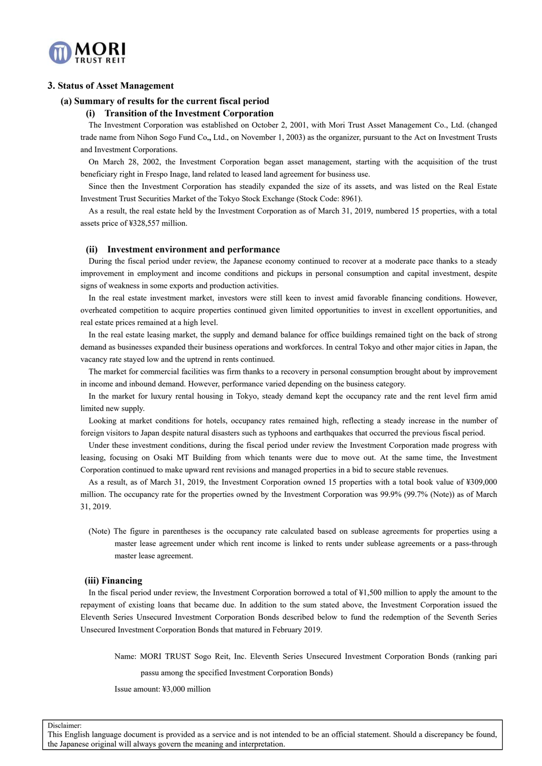## 3. Status of Asset Management

### (a) Summary of results for the current fiscal period

#### (i) Transition of the Investment Corporation

The Investment Corporation was established on October 2, 2001, with Mori Trust Asset Management Co., Ltd. (changed trade name from Nihon Sogo Fund Co., Ltd., on November 1, 2003) as the organizer, pursuant to the Act on Investment Trusts and Investment Corporations.

On March 28, 2002, the Investment Corporation began asset management, starting with the acquisition of the trust beneficiary right in Frespo Inage, land related to leased land agreement for business use.

Since then the Investment Corporation has steadily expanded the size of its assets, and was listed on the Real Estate Investment Trust Securities Market of the Tokyo Stock Exchange (Stock Code: 8961).

As a result, the real estate held by the Investment Corporation as of March 31, 2019, numbered 15 properties, with a total assets price of ¥328,557 million.

#### (ii) Investment environment and performance

During the fiscal period under review, the Japanese economy continued to recover at a moderate pace thanks to a steady improvement in employment and income conditions and pickups in personal consumption and capital investment, despite signs of weakness in some exports and production activities.

In the real estate investment market, investors were still keen to invest amid favorable financing conditions. However, overheated competition to acquire properties continued given limited opportunities to invest in excellent opportunities, and real estate prices remained at a high level.

In the real estate leasing market, the supply and demand balance for office buildings remained tight on the back of strong demand as businesses expanded their business operations and workforces. In central Tokyo and other major cities in Japan, the vacancy rate stayed low and the uptrend in rents continued.

The market for commercial facilities was firm thanks to a recovery in personal consumption brought about by improvement in income and inbound demand. However, performance varied depending on the business category.

In the market for luxury rental housing in Tokyo, steady demand kept the occupancy rate and the rent level firm amid limited new supply.

Looking at market conditions for hotels, occupancy rates remained high, reflecting a steady increase in the number of foreign visitors to Japan despite natural disasters such as typhoons and earthquakes that occurred the previous fiscal period.

Under these investment conditions, during the fiscal period under review the Investment Corporation made progress with leasing, focusing on Osaki MT Building from which tenants were due to move out. At the same time, the Investment Corporation continued to make upward rent revisions and managed properties in a bid to secure stable revenues.

As a result, as of March 31, 2019, the Investment Corporation owned 15 properties with a total book value of ¥309,000 million. The occupancy rate for the properties owned by the Investment Corporation was 99.9% (99.7% (Note)) as of March 31, 2019.

(Note) The figure in parentheses is the occupancy rate calculated based on sublease agreements for properties using a master lease agreement under which rent income is linked to rents under sublease agreements or a pass-through master lease agreement.

#### (iii) Financing

In the fiscal period under review, the Investment Corporation borrowed a total of ¥1,500 million to apply the amount to the repayment of existing loans that became due. In addition to the sum stated above, the Investment Corporation issued the Eleventh Series Unsecured Investment Corporation Bonds described below to fund the redemption of the Seventh Series Unsecured Investment Corporation Bonds that matured in February 2019.

Name: MORI TRUST Sogo Reit, Inc. Eleventh Series Unsecured Investment Corporation Bonds (ranking pari passu among the specified Investment Corporation Bonds)

Issue amount: ¥3,000 million

Disclaimer:
This English language document is provided as a service and is not intended to be an official statement. Should a discrepancy be found, the Japanese original will always govern the meaning and interpretation.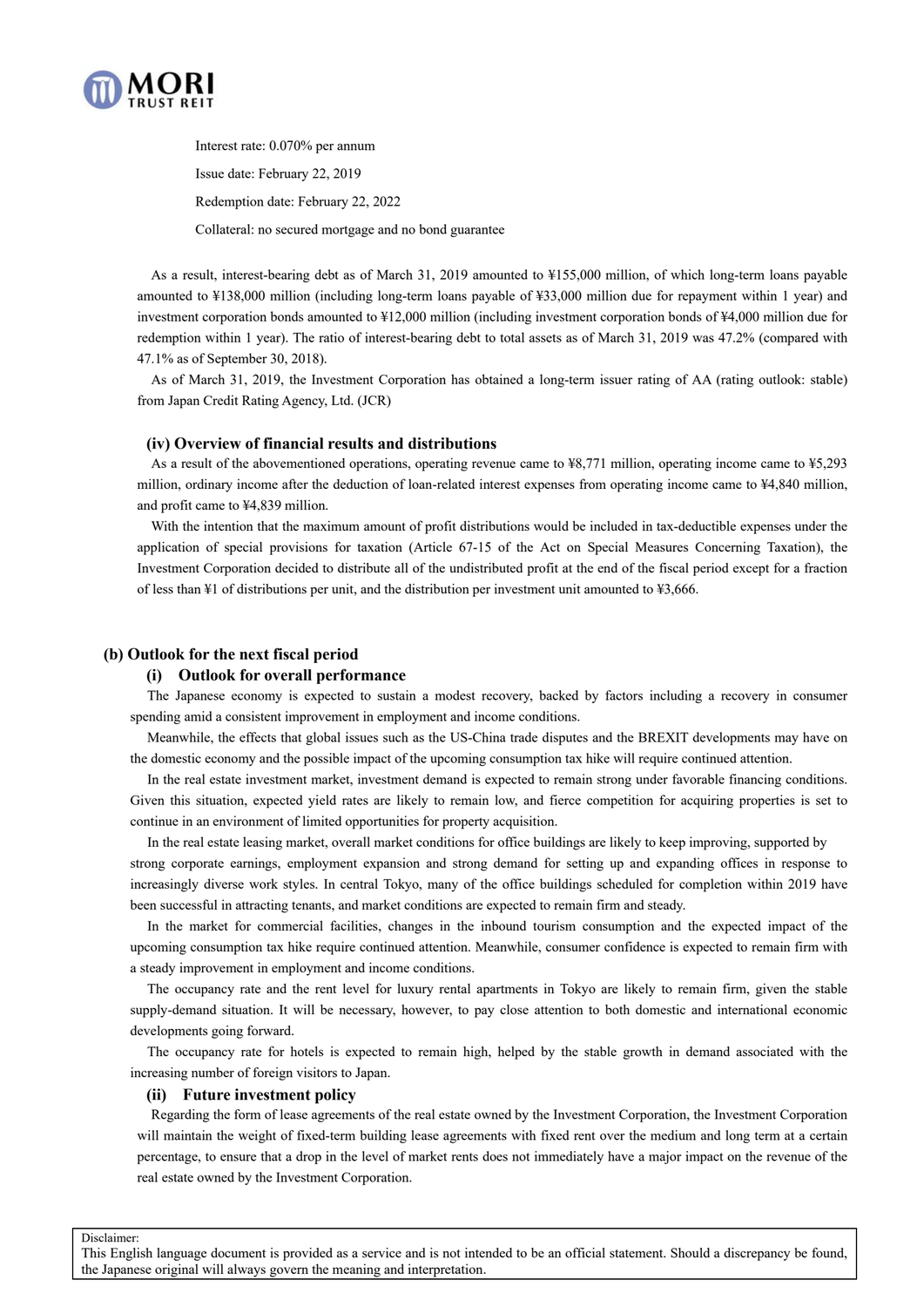Interest rate: 0.070% per annum

Issue date: February 22, 2019

Redemption date: February 22, 2022

Collateral: no secured mortgage and no bond guarantee

As a result, interest-bearing debt as of March 31, 2019 amounted to ¥155,000 million, of which long-term loans payable amounted to ¥138,000 million (including long-term loans payable of ¥33,000 million due for repayment within 1 year) and investment corporation bonds amounted to ¥12,000 million (including investment corporation bonds of ¥4,000 million due for redemption within 1 year). The ratio of interest-bearing debt to total assets as of March 31, 2019 was 47.2% (compared with 47.1% as of September 30, 2018).

As of March 31, 2019, the Investment Corporation has obtained a long-term issuer rating of AA (rating outlook: stable) from Japan Credit Rating Agency, Ltd. (JCR)

### (iv) Overview of financial results and distributions

As a result of the abovementioned operations, operating revenue came to ¥8,771 million, operating income came to ¥5,293 million, ordinary income after the deduction of loan-related interest expenses from operating income came to ¥4,840 million, and profit came to ¥4,839 million.

With the intention that the maximum amount of profit distributions would be included in tax-deductible expenses under the application of special provisions for taxation (Article 67-15 of the Act on Special Measures Concerning Taxation), the Investment Corporation decided to distribute all of the undistributed profit at the end of the fiscal period except for a fraction of less than ¥1 of distributions per unit, and the distribution per investment unit amounted to ¥3,666.

## (b) Outlook for the next fiscal period

### (i) Outlook for overall performance

The Japanese economy is expected to sustain a modest recovery, backed by factors including a recovery in consumer spending amid a consistent improvement in employment and income conditions.

Meanwhile, the effects that global issues such as the US-China trade disputes and the BREXIT developments may have on the domestic economy and the possible impact of the upcoming consumption tax hike will require continued attention.

In the real estate investment market, investment demand is expected to remain strong under favorable financing conditions. Given this situation, expected yield rates are likely to remain low, and fierce competition for acquiring properties is set to continue in an environment of limited opportunities for property acquisition.

In the real estate leasing market, overall market conditions for office buildings are likely to keep improving, supported by strong corporate earnings, employment expansion and strong demand for setting up and expanding offices in response to increasingly diverse work styles. In central Tokyo, many of the office buildings scheduled for completion within 2019 have been successful in attracting tenants, and market conditions are expected to remain firm and steady.

In the market for commercial facilities, changes in the inbound tourism consumption and the expected impact of the upcoming consumption tax hike require continued attention. Meanwhile, consumer confidence is expected to remain firm with a steady improvement in employment and income conditions.

The occupancy rate and the rent level for luxury rental apartments in Tokyo are likely to remain firm, given the stable supply-demand situation. It will be necessary, however, to pay close attention to both domestic and international economic developments going forward.

The occupancy rate for hotels is expected to remain high, helped by the stable growth in demand associated with the increasing number of foreign visitors to Japan.

### (ii) Future investment policy

Regarding the form of lease agreements of the real estate owned by the Investment Corporation, the Investment Corporation will maintain the weight of fixed-term building lease agreements with fixed rent over the medium and long term at a certain percentage, to ensure that a drop in the level of market rents does not immediately have a major impact on the revenue of the real estate owned by the Investment Corporation.

Disclaimer:
This English language document is provided as a service and is not intended to be an official statement. Should a discrepancy be found, the Japanese original will always govern the meaning and interpretation.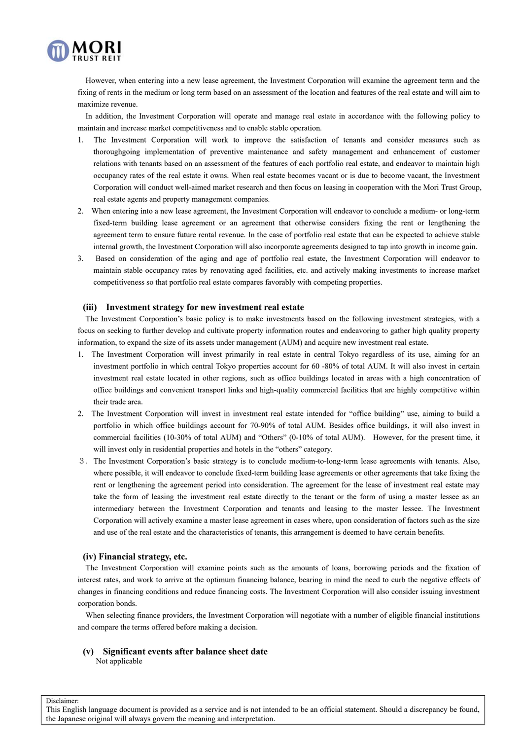However, when entering into a new lease agreement, the Investment Corporation will examine the agreement term and the fixing of rents in the medium or long term based on an assessment of the location and features of the real estate and will aim to maximize revenue.

In addition, the Investment Corporation will operate and manage real estate in accordance with the following policy to maintain and increase market competitiveness and to enable stable operation.

1. The Investment Corporation will work to improve the satisfaction of tenants and consider measures such as thoroughgoing implementation of preventive maintenance and safety management and enhancement of customer relations with tenants based on an assessment of the features of each portfolio real estate, and endeavor to maintain high occupancy rates of the real estate it owns. When real estate becomes vacant or is due to become vacant, the Investment Corporation will conduct well-aimed market research and then focus on leasing in cooperation with the Mori Trust Group, real estate agents and property management companies.
2. When entering into a new lease agreement, the Investment Corporation will endeavor to conclude a medium- or long-term fixed-term building lease agreement or an agreement that otherwise considers fixing the rent or lengthening the agreement term to ensure future rental revenue. In the case of portfolio real estate that can be expected to achieve stable internal growth, the Investment Corporation will also incorporate agreements designed to tap into growth in income gain.
3. Based on consideration of the aging and age of portfolio real estate, the Investment Corporation will endeavor to maintain stable occupancy rates by renovating aged facilities, etc. and actively making investments to increase market competitiveness so that portfolio real estate compares favorably with competing properties.

### (iii) Investment strategy for new investment real estate

The Investment Corporation's basic policy is to make investments based on the following investment strategies, with a focus on seeking to further develop and cultivate property information routes and endeavoring to gather high quality property information, to expand the size of its assets under management (AUM) and acquire new investment real estate.

1. The Investment Corporation will invest primarily in real estate in central Tokyo regardless of its use, aiming for an investment portfolio in which central Tokyo properties account for 60 -80% of total AUM. It will also invest in certain investment real estate located in other regions, such as office buildings located in areas with a high concentration of office buildings and convenient transport links and high-quality commercial facilities that are highly competitive within their trade area.
2. The Investment Corporation will invest in investment real estate intended for "office building" use, aiming to build a portfolio in which office buildings account for 70-90% of total AUM. Besides office buildings, it will also invest in commercial facilities (10-30% of total AUM) and "Others" (0-10% of total AUM). However, for the present time, it will invest only in residential properties and hotels in the "others" category.
3. The Investment Corporation's basic strategy is to conclude medium-to-long-term lease agreements with tenants. Also, where possible, it will endeavor to conclude fixed-term building lease agreements or other agreements that take fixing the rent or lengthening the agreement period into consideration. The agreement for the lease of investment real estate may take the form of leasing the investment real estate directly to the tenant or the form of using a master lessee as an intermediary between the Investment Corporation and tenants and leasing to the master lessee. The Investment Corporation will actively examine a master lease agreement in cases where, upon consideration of factors such as the size and use of the real estate and the characteristics of tenants, this arrangement is deemed to have certain benefits.

### (iv) Financial strategy, etc.

The Investment Corporation will examine points such as the amounts of loans, borrowing periods and the fixation of interest rates, and work to arrive at the optimum financing balance, bearing in mind the need to curb the negative effects of changes in financing conditions and reduce financing costs. The Investment Corporation will also consider issuing investment corporation bonds.

When selecting finance providers, the Investment Corporation will negotiate with a number of eligible financial institutions and compare the terms offered before making a decision.

### (v) Significant events after balance sheet date

Not applicable

Disclaimer:
This English language document is provided as a service and is not intended to be an official statement. Should a discrepancy be found, the Japanese original will always govern the meaning and interpretation.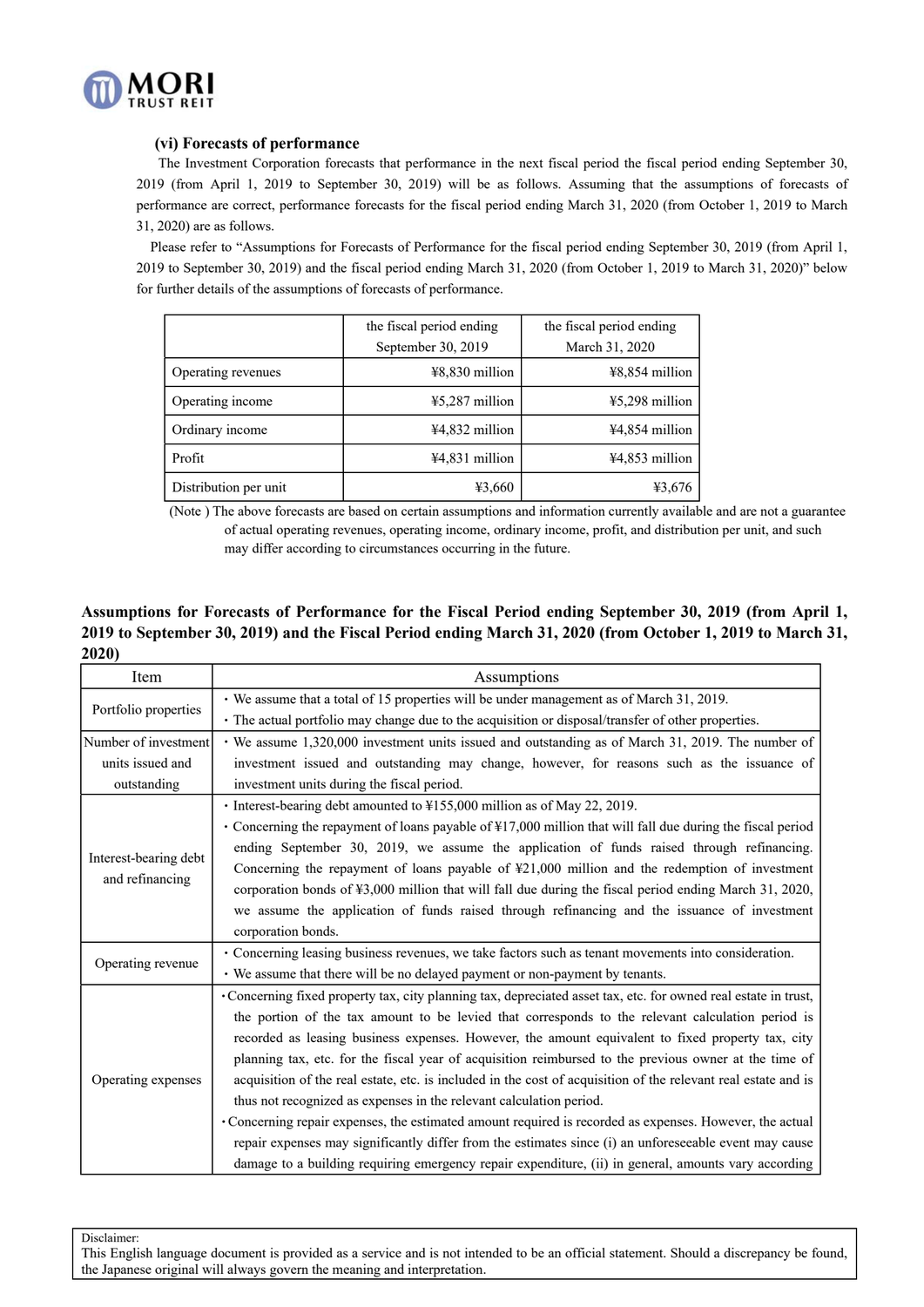### (vi) Forecasts of performance

The Investment Corporation forecasts that performance in the next fiscal period the fiscal period ending September 30, 2019 (from April 1, 2019 to September 30, 2019) will be as follows. Assuming that the assumptions of forecasts of performance are correct, performance forecasts for the fiscal period ending March 31, 2020 (from October 1, 2019 to March 31, 2020) are as follows.

Please refer to "Assumptions for Forecasts of Performance for the fiscal period ending September 30, 2019 (from April 1, 2019 to September 30, 2019) and the fiscal period ending March 31, 2020 (from October 1, 2019 to March 31, 2020)" below for further details of the assumptions of forecasts of performance.

| | the fiscal period ending September 30, 2019 | the fiscal period ending March 31, 2020 |
|---|---|---|
| Operating revenues | ¥8,830 million | ¥8,854 million |
| Operating income | ¥5,287 million | ¥5,298 million |
| Ordinary income | ¥4,832 million | ¥4,854 million |
| Profit | ¥4,831 million | ¥4,853 million |
| Distribution per unit | ¥3,660 | ¥3,676 |

(Note ) The above forecasts are based on certain assumptions and information currently available and are not a guarantee of actual operating revenues, operating income, ordinary income, profit, and distribution per unit, and such may differ according to circumstances occurring in the future.

**Assumptions for Forecasts of Performance for the Fiscal Period ending September 30, 2019 (from April 1, 2019 to September 30, 2019) and the Fiscal Period ending March 31, 2020 (from October 1, 2019 to March 31, 2020)**

| Item | Assumptions |
|---|---|
| Portfolio properties | ・We assume that a total of 15 properties will be under management as of March 31, 2019.<br>・The actual portfolio may change due to the acquisition or disposal/transfer of other properties. |
| Number of investment units issued and outstanding | ・We assume 1,320,000 investment units issued and outstanding as of March 31, 2019. The number of investment issued and outstanding may change, however, for reasons such as the issuance of investment units during the fiscal period. |
| Interest-bearing debt and refinancing | ・Interest-bearing debt amounted to ¥155,000 million as of May 22, 2019.<br>・Concerning the repayment of loans payable of ¥17,000 million that will fall due during the fiscal period ending September 30, 2019, we assume the application of funds raised through refinancing. Concerning the repayment of loans payable of ¥21,000 million and the redemption of investment corporation bonds of ¥3,000 million that will fall due during the fiscal period ending March 31, 2020, we assume the application of funds raised through refinancing and the issuance of investment corporation bonds. |
| Operating revenue | ・Concerning leasing business revenues, we take factors such as tenant movements into consideration.<br>・We assume that there will be no delayed payment or non-payment by tenants. |
| Operating expenses | ・Concerning fixed property tax, city planning tax, depreciated asset tax, etc. for owned real estate in trust, the portion of the tax amount to be levied that corresponds to the relevant calculation period is recorded as leasing business expenses. However, the amount equivalent to fixed property tax, city planning tax, etc. for the fiscal year of acquisition reimbursed to the previous owner at the time of acquisition of the real estate, etc. is included in the cost of acquisition of the relevant real estate and is thus not recognized as expenses in the relevant calculation period.<br>・Concerning repair expenses, the estimated amount required is recorded as expenses. However, the actual repair expenses may significantly differ from the estimates since (i) an unforeseeable event may cause damage to a building requiring emergency repair expenditure, (ii) in general, amounts vary according |

Disclaimer:
This English language document is provided as a service and is not intended to be an official statement. Should a discrepancy be found, the Japanese original will always govern the meaning and interpretation.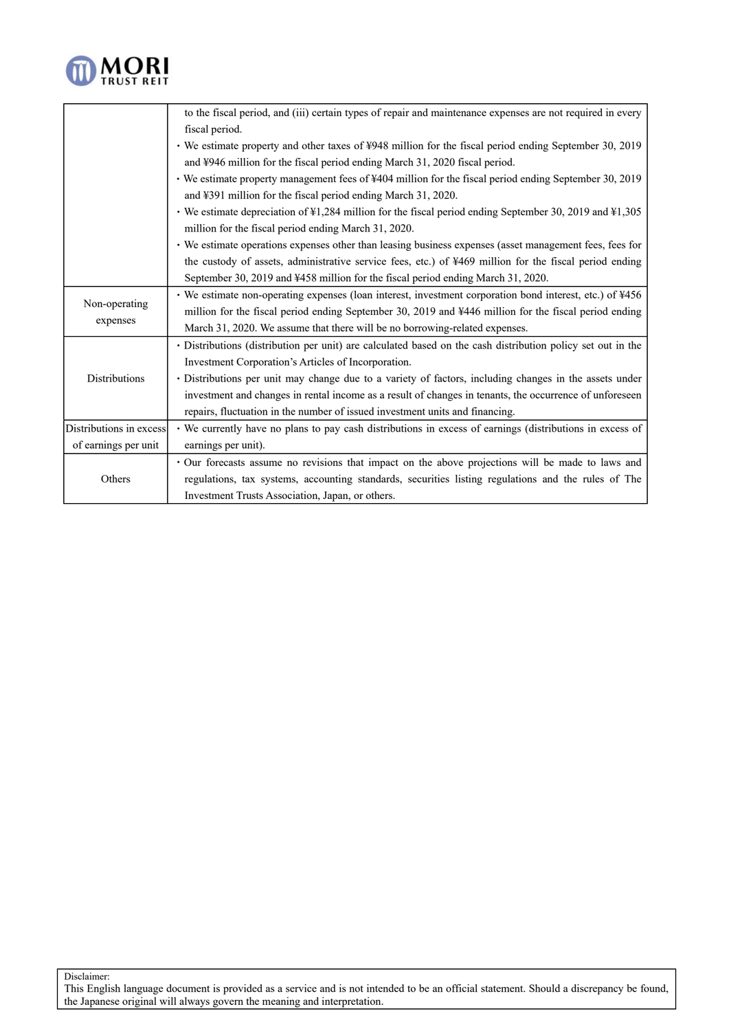| | |
|---|---|
| | to the fiscal period, and (iii) certain types of repair and maintenance expenses are not required in every fiscal period.<br>・We estimate property and other taxes of ¥948 million for the fiscal period ending September 30, 2019 and ¥946 million for the fiscal period ending March 31, 2020 fiscal period.<br>・We estimate property management fees of ¥404 million for the fiscal period ending September 30, 2019 and ¥391 million for the fiscal period ending March 31, 2020.<br>・We estimate depreciation of ¥1,284 million for the fiscal period ending September 30, 2019 and ¥1,305 million for the fiscal period ending March 31, 2020.<br>・We estimate operations expenses other than leasing business expenses (asset management fees, fees for the custody of assets, administrative service fees, etc.) of ¥469 million for the fiscal period ending September 30, 2019 and ¥458 million for the fiscal period ending March 31, 2020. |
| Non-operating expenses | ・We estimate non-operating expenses (loan interest, investment corporation bond interest, etc.) of ¥456 million for the fiscal period ending September 30, 2019 and ¥446 million for the fiscal period ending March 31, 2020. We assume that there will be no borrowing-related expenses. |
| Distributions | ・Distributions (distribution per unit) are calculated based on the cash distribution policy set out in the Investment Corporation's Articles of Incorporation.<br>・Distributions per unit may change due to a variety of factors, including changes in the assets under investment and changes in rental income as a result of changes in tenants, the occurrence of unforeseen repairs, fluctuation in the number of issued investment units and financing. |
| Distributions in excess of earnings per unit | ・We currently have no plans to pay cash distributions in excess of earnings (distributions in excess of earnings per unit). |
| Others | ・Our forecasts assume no revisions that impact on the above projections will be made to laws and regulations, tax systems, accounting standards, securities listing regulations and the rules of The Investment Trusts Association, Japan, or others. |

Disclaimer:
This English language document is provided as a service and is not intended to be an official statement. Should a discrepancy be found, the Japanese original will always govern the meaning and interpretation.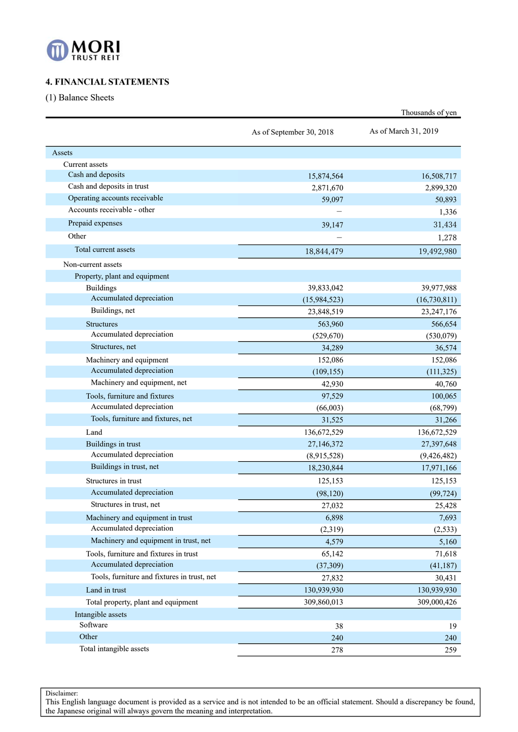## 4. FINANCIAL STATEMENTS

(1) Balance Sheets

Thousands of yen

| | As of September 30, 2018 | As of March 31, 2019 |
|---|---|---|
| Assets | | |
| Current assets | | |
| Cash and deposits | 15,874,564 | 16,508,717 |
| Cash and deposits in trust | 2,871,670 | 2,899,320 |
| Operating accounts receivable | 59,097 | 50,893 |
| Accounts receivable - other | – | 1,336 |
| Prepaid expenses | 39,147 | 31,434 |
| Other | – | 1,278 |
| Total current assets | 18,844,479 | 19,492,980 |
| Non-current assets | | |
| Property, plant and equipment | | |
| Buildings | 39,833,042 | 39,977,988 |
| Accumulated depreciation | (15,984,523) | (16,730,811) |
| Buildings, net | 23,848,519 | 23,247,176 |
| Structures | 563,960 | 566,654 |
| Accumulated depreciation | (529,670) | (530,079) |
| Structures, net | 34,289 | 36,574 |
| Machinery and equipment | 152,086 | 152,086 |
| Accumulated depreciation | (109,155) | (111,325) |
| Machinery and equipment, net | 42,930 | 40,760 |
| Tools, furniture and fixtures | 97,529 | 100,065 |
| Accumulated depreciation | (66,003) | (68,799) |
| Tools, furniture and fixtures, net | 31,525 | 31,266 |
| Land | 136,672,529 | 136,672,529 |
| Buildings in trust | 27,146,372 | 27,397,648 |
| Accumulated depreciation | (8,915,528) | (9,426,482) |
| Buildings in trust, net | 18,230,844 | 17,971,166 |
| Structures in trust | 125,153 | 125,153 |
| Accumulated depreciation | (98,120) | (99,724) |
| Structures in trust, net | 27,032 | 25,428 |
| Machinery and equipment in trust | 6,898 | 7,693 |
| Accumulated depreciation | (2,319) | (2,533) |
| Machinery and equipment in trust, net | 4,579 | 5,160 |
| Tools, furniture and fixtures in trust | 65,142 | 71,618 |
| Accumulated depreciation | (37,309) | (41,187) |
| Tools, furniture and fixtures in trust, net | 27,832 | 30,431 |
| Land in trust | 130,939,930 | 130,939,930 |
| Total property, plant and equipment | 309,860,013 | 309,000,426 |
| Intangible assets | | |
| Software | 38 | 19 |
| Other | 240 | 240 |
| Total intangible assets | 278 | 259 |

Disclaimer:
This English language document is provided as a service and is not intended to be an official statement. Should a discrepancy be found, the Japanese original will always govern the meaning and interpretation.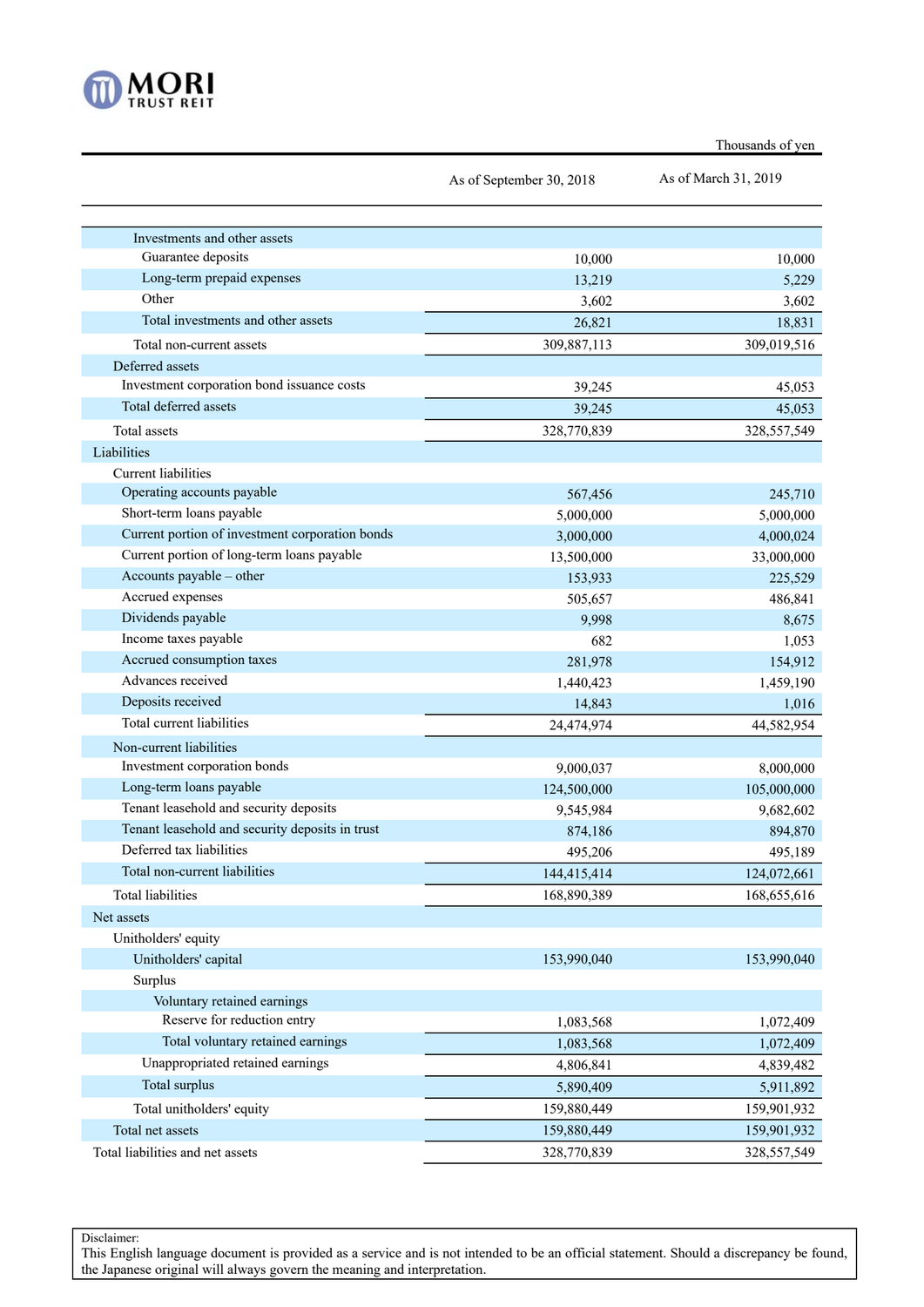MORI TRUST REIT

Thousands of yen

| | As of September 30, 2018 | As of March 31, 2019 |
|---|---|---|
| Investments and other assets | | |
| Guarantee deposits | 10,000 | 10,000 |
| Long-term prepaid expenses | 13,219 | 5,229 |
| Other | 3,602 | 3,602 |
| Total investments and other assets | 26,821 | 18,831 |
| Total non-current assets | 309,887,113 | 309,019,516 |
| Deferred assets | | |
| Investment corporation bond issuance costs | 39,245 | 45,053 |
| Total deferred assets | 39,245 | 45,053 |
| Total assets | 328,770,839 | 328,557,549 |
| Liabilities | | |
| Current liabilities | | |
| Operating accounts payable | 567,456 | 245,710 |
| Short-term loans payable | 5,000,000 | 5,000,000 |
| Current portion of investment corporation bonds | 3,000,000 | 4,000,024 |
| Current portion of long-term loans payable | 13,500,000 | 33,000,000 |
| Accounts payable – other | 153,933 | 225,529 |
| Accrued expenses | 505,657 | 486,841 |
| Dividends payable | 9,998 | 8,675 |
| Income taxes payable | 682 | 1,053 |
| Accrued consumption taxes | 281,978 | 154,912 |
| Advances received | 1,440,423 | 1,459,190 |
| Deposits received | 14,843 | 1,016 |
| Total current liabilities | 24,474,974 | 44,582,954 |
| Non-current liabilities | | |
| Investment corporation bonds | 9,000,037 | 8,000,000 |
| Long-term loans payable | 124,500,000 | 105,000,000 |
| Tenant leasehold and security deposits | 9,545,984 | 9,682,602 |
| Tenant leasehold and security deposits in trust | 874,186 | 894,870 |
| Deferred tax liabilities | 495,206 | 495,189 |
| Total non-current liabilities | 144,415,414 | 124,072,661 |
| Total liabilities | 168,890,389 | 168,655,616 |
| Net assets | | |
| Unitholders' equity | | |
| Unitholders' capital | 153,990,040 | 153,990,040 |
| Surplus | | |
| Voluntary retained earnings | | |
| Reserve for reduction entry | 1,083,568 | 1,072,409 |
| Total voluntary retained earnings | 1,083,568 | 1,072,409 |
| Unappropriated retained earnings | 4,806,841 | 4,839,482 |
| Total surplus | 5,890,409 | 5,911,892 |
| Total unitholders' equity | 159,880,449 | 159,901,932 |
| Total net assets | 159,880,449 | 159,901,932 |
| Total liabilities and net assets | 328,770,839 | 328,557,549 |

Disclaimer:
This English language document is provided as a service and is not intended to be an official statement. Should a discrepancy be found, the Japanese original will always govern the meaning and interpretation.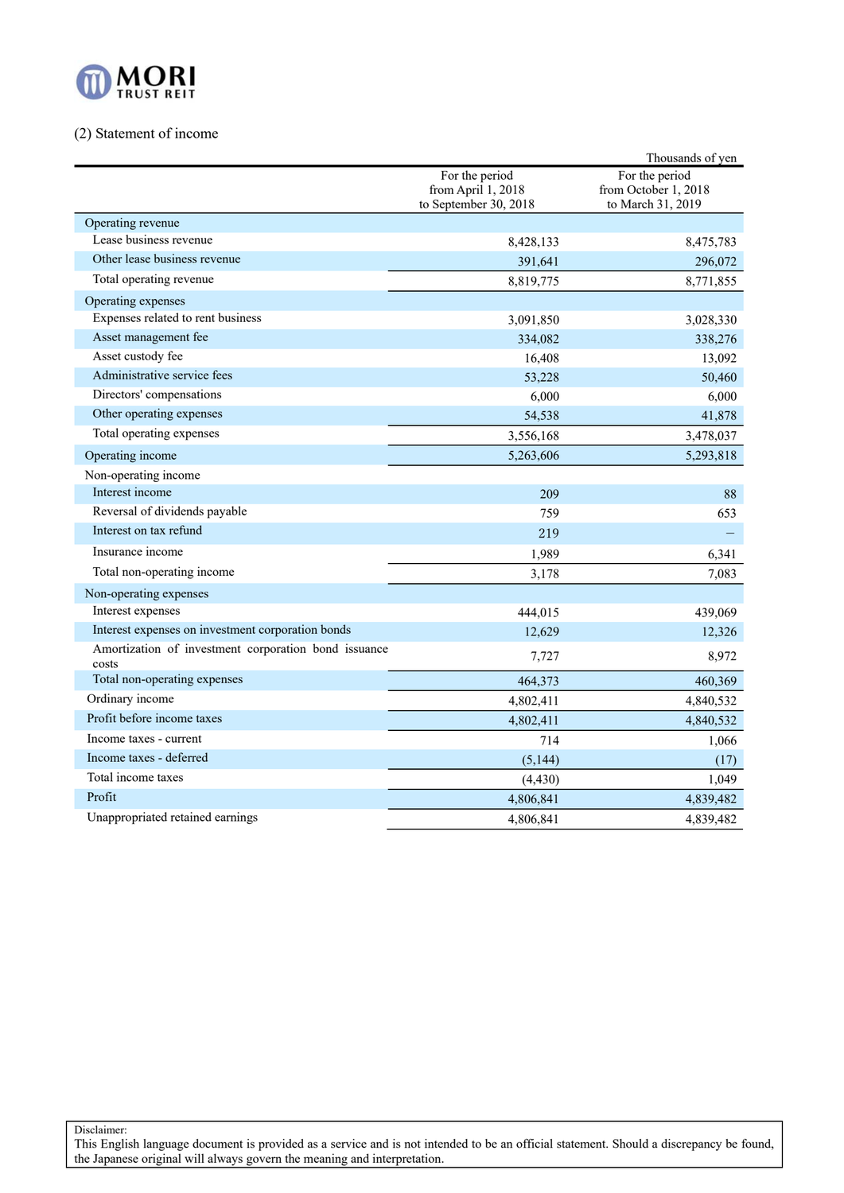## (2) Statement of income

Thousands of yen

| | For the period from April 1, 2018 to September 30, 2018 | For the period from October 1, 2018 to March 31, 2019 |
|---|---|---|
| Operating revenue | | |
| Lease business revenue | 8,428,133 | 8,475,783 |
| Other lease business revenue | 391,641 | 296,072 |
| Total operating revenue | 8,819,775 | 8,771,855 |
| Operating expenses | | |
| Expenses related to rent business | 3,091,850 | 3,028,330 |
| Asset management fee | 334,082 | 338,276 |
| Asset custody fee | 16,408 | 13,092 |
| Administrative service fees | 53,228 | 50,460 |
| Directors' compensations | 6,000 | 6,000 |
| Other operating expenses | 54,538 | 41,878 |
| Total operating expenses | 3,556,168 | 3,478,037 |
| Operating income | 5,263,606 | 5,293,818 |
| Non-operating income | | |
| Interest income | 209 | 88 |
| Reversal of dividends payable | 759 | 653 |
| Interest on tax refund | 219 | – |
| Insurance income | 1,989 | 6,341 |
| Total non-operating income | 3,178 | 7,083 |
| Non-operating expenses | | |
| Interest expenses | 444,015 | 439,069 |
| Interest expenses on investment corporation bonds | 12,629 | 12,326 |
| Amortization of investment corporation bond issuance costs | 7,727 | 8,972 |
| Total non-operating expenses | 464,373 | 460,369 |
| Ordinary income | 4,802,411 | 4,840,532 |
| Profit before income taxes | 4,802,411 | 4,840,532 |
| Income taxes - current | 714 | 1,066 |
| Income taxes - deferred | (5,144) | (17) |
| Total income taxes | (4,430) | 1,049 |
| Profit | 4,806,841 | 4,839,482 |
| Unappropriated retained earnings | 4,806,841 | 4,839,482 |

Disclaimer:
This English language document is provided as a service and is not intended to be an official statement. Should a discrepancy be found, the Japanese original will always govern the meaning and interpretation.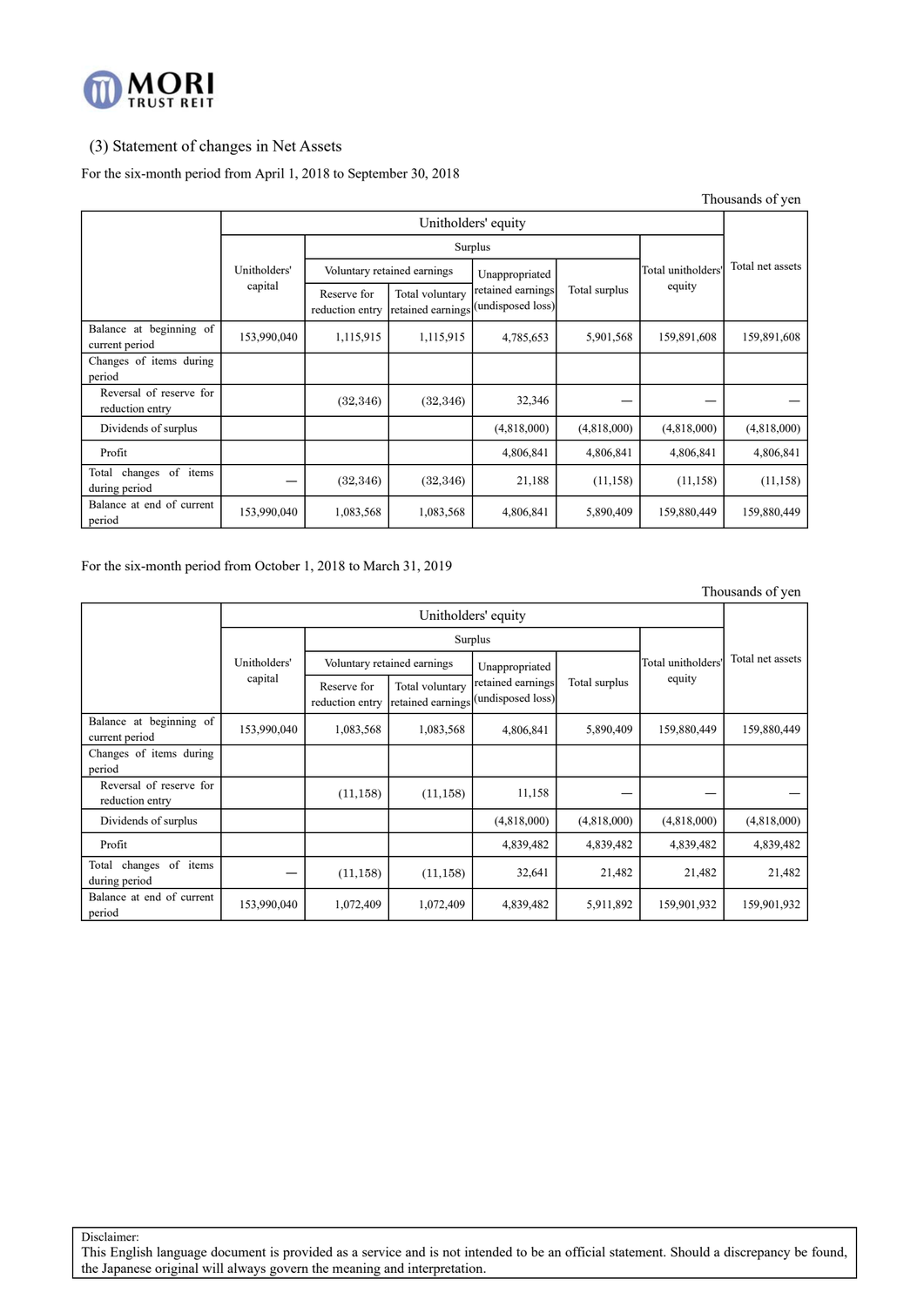## (3) Statement of changes in Net Assets

For the six-month period from April 1, 2018 to September 30, 2018

Thousands of yen

| | Unitholders' equity | | | | | | Total net assets |
|---|---|---|---|---|---|---|---|
| | Unitholders' capital | Surplus | | | | Total unitholders' equity | |
| | | Voluntary retained earnings | | Unappropriated retained earnings (undisposed loss) | Total surplus | | |
| | | Reserve for reduction entry | Total voluntary retained earnings | | | | |
| Balance at beginning of current period | 153,990,040 | 1,115,915 | 1,115,915 | 4,785,653 | 5,901,568 | 159,891,608 | 159,891,608 |
| Changes of items during period | | | | | | | |
| Reversal of reserve for reduction entry | | (32,346) | (32,346) | 32,346 | — | — | — |
| Dividends of surplus | | | | (4,818,000) | (4,818,000) | (4,818,000) | (4,818,000) |
| Profit | | | | 4,806,841 | 4,806,841 | 4,806,841 | 4,806,841 |
| Total changes of items during period | — | (32,346) | (32,346) | 21,188 | (11,158) | (11,158) | (11,158) |
| Balance at end of current period | 153,990,040 | 1,083,568 | 1,083,568 | 4,806,841 | 5,890,409 | 159,880,449 | 159,880,449 |

For the six-month period from October 1, 2018 to March 31, 2019

Thousands of yen

| | Unitholders' equity | | | | | | Total net assets |
|---|---|---|---|---|---|---|---|
| | Unitholders' capital | Surplus | | | | Total unitholders' equity | |
| | | Voluntary retained earnings | | Unappropriated retained earnings (undisposed loss) | Total surplus | | |
| | | Reserve for reduction entry | Total voluntary retained earnings | | | | |
| Balance at beginning of current period | 153,990,040 | 1,083,568 | 1,083,568 | 4,806,841 | 5,890,409 | 159,880,449 | 159,880,449 |
| Changes of items during period | | | | | | | |
| Reversal of reserve for reduction entry | | (11,158) | (11,158) | 11,158 | — | — | — |
| Dividends of surplus | | | | (4,818,000) | (4,818,000) | (4,818,000) | (4,818,000) |
| Profit | | | | 4,839,482 | 4,839,482 | 4,839,482 | 4,839,482 |
| Total changes of items during period | — | (11,158) | (11,158) | 32,641 | 21,482 | 21,482 | 21,482 |
| Balance at end of current period | 153,990,040 | 1,072,409 | 1,072,409 | 4,839,482 | 5,911,892 | 159,901,932 | 159,901,932 |

Disclaimer:
This English language document is provided as a service and is not intended to be an official statement. Should a discrepancy be found, the Japanese original will always govern the meaning and interpretation.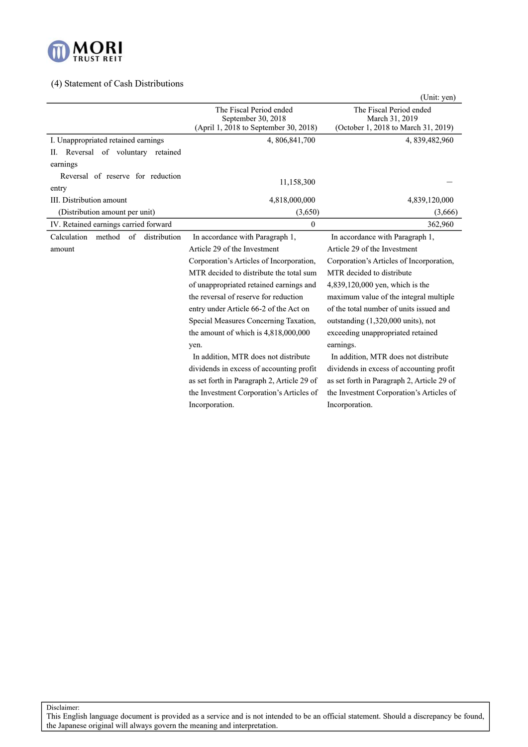(4) Statement of Cash Distributions

(Unit: yen)

| | The Fiscal Period ended September 30, 2018 (April 1, 2018 to September 30, 2018) | The Fiscal Period ended March 31, 2019 (October 1, 2018 to March 31, 2019) |
|---|---|---|
| I. Unappropriated retained earnings | 4, 806,841,700 | 4, 839,482,960 |
| II. Reversal of voluntary retained earnings | | |
| Reversal of reserve for reduction entry | 11,158,300 | ― |
| III. Distribution amount | 4,818,000,000 | 4,839,120,000 |
| (Distribution amount per unit) | (3,650) | (3,666) |
| IV. Retained earnings carried forward | 0 | 362,960 |
| Calculation method of distribution amount | In accordance with Paragraph 1, Article 29 of the Investment Corporation's Articles of Incorporation, MTR decided to distribute the total sum of unappropriated retained earnings and the reversal of reserve for reduction entry under Article 66-2 of the Act on Special Measures Concerning Taxation, the amount of which is 4,818,000,000 yen.<br>In addition, MTR does not distribute dividends in excess of accounting profit as set forth in Paragraph 2, Article 29 of the Investment Corporation's Articles of Incorporation. | In accordance with Paragraph 1, Article 29 of the Investment Corporation's Articles of Incorporation, MTR decided to distribute 4,839,120,000 yen, which is the maximum value of the integral multiple of the total number of units issued and outstanding (1,320,000 units), not exceeding unappropriated retained earnings.<br>In addition, MTR does not distribute dividends in excess of accounting profit as set forth in Paragraph 2, Article 29 of the Investment Corporation's Articles of Incorporation. |

Disclaimer:
This English language document is provided as a service and is not intended to be an official statement. Should a discrepancy be found, the Japanese original will always govern the meaning and interpretation.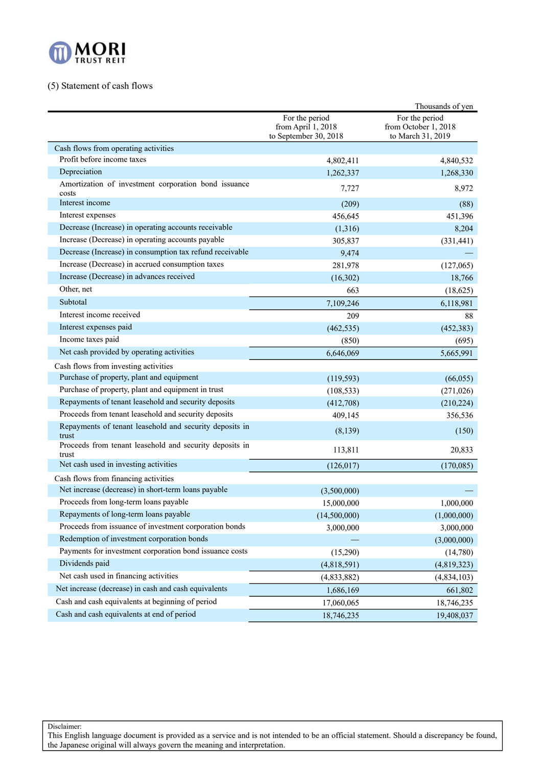(5) Statement of cash flows

Thousands of yen

| | For the period from April 1, 2018 to September 30, 2018 | For the period from October 1, 2018 to March 31, 2019 |
|---|---|---|
| Cash flows from operating activities | | |
| Profit before income taxes | 4,802,411 | 4,840,532 |
| Depreciation | 1,262,337 | 1,268,330 |
| Amortization of investment corporation bond issuance costs | 7,727 | 8,972 |
| Interest income | (209) | (88) |
| Interest expenses | 456,645 | 451,396 |
| Decrease (Increase) in operating accounts receivable | (1,316) | 8,204 |
| Increase (Decrease) in operating accounts payable | 305,837 | (331,441) |
| Decrease (Increase) in consumption tax refund receivable | 9,474 | — |
| Increase (Decrease) in accrued consumption taxes | 281,978 | (127,065) |
| Increase (Decrease) in advances received | (16,302) | 18,766 |
| Other, net | 663 | (18,625) |
| Subtotal | 7,109,246 | 6,118,981 |
| Interest income received | 209 | 88 |
| Interest expenses paid | (462,535) | (452,383) |
| Income taxes paid | (850) | (695) |
| Net cash provided by operating activities | 6,646,069 | 5,665,991 |
| Cash flows from investing activities | | |
| Purchase of property, plant and equipment | (119,593) | (66,055) |
| Purchase of property, plant and equipment in trust | (108,533) | (271,026) |
| Repayments of tenant leasehold and security deposits | (412,708) | (210,224) |
| Proceeds from tenant leasehold and security deposits | 409,145 | 356,536 |
| Repayments of tenant leasehold and security deposits in trust | (8,139) | (150) |
| Proceeds from tenant leasehold and security deposits in trust | 113,811 | 20,833 |
| Net cash used in investing activities | (126,017) | (170,085) |
| Cash flows from financing activities | | |
| Net increase (decrease) in short-term loans payable | (3,500,000) | — |
| Proceeds from long-term loans payable | 15,000,000 | 1,000,000 |
| Repayments of long-term loans payable | (14,500,000) | (1,000,000) |
| Proceeds from issuance of investment corporation bonds | 3,000,000 | 3,000,000 |
| Redemption of investment corporation bonds | — | (3,000,000) |
| Payments for investment corporation bond issuance costs | (15,290) | (14,780) |
| Dividends paid | (4,818,591) | (4,819,323) |
| Net cash used in financing activities | (4,833,882) | (4,834,103) |
| Net increase (decrease) in cash and cash equivalents | 1,686,169 | 661,802 |
| Cash and cash equivalents at beginning of period | 17,060,065 | 18,746,235 |
| Cash and cash equivalents at end of period | 18,746,235 | 19,408,037 |

Disclaimer:
This English language document is provided as a service and is not intended to be an official statement. Should a discrepancy be found, the Japanese original will always govern the meaning and interpretation.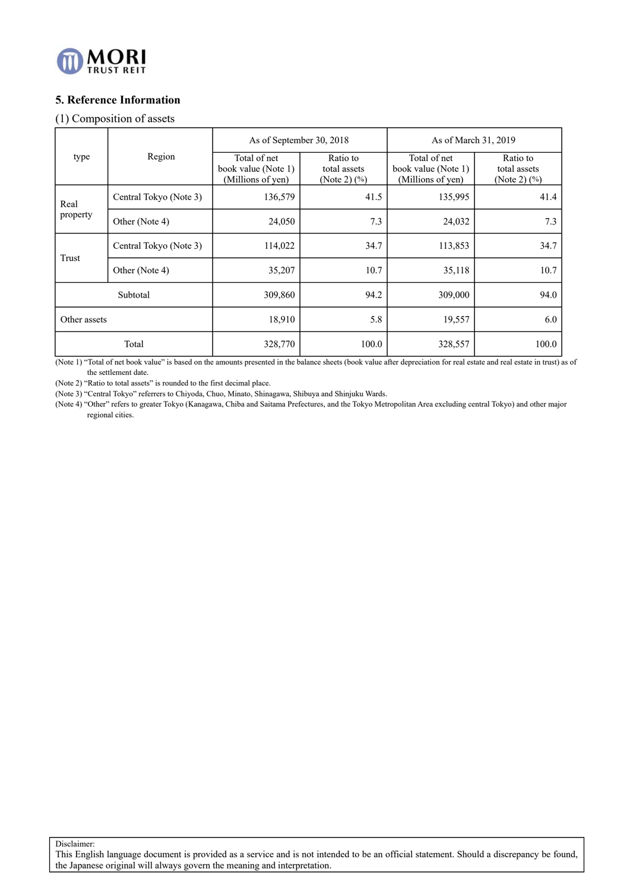## 5. Reference Information

### (1) Composition of assets

| type | Region | As of September 30, 2018 | | As of March 31, 2019 | |
|---|---|---|---|---|---|
| | | Total of net book value (Note 1) (Millions of yen) | Ratio to total assets (Note 2) (%) | Total of net book value (Note 1) (Millions of yen) | Ratio to total assets (Note 2) (%) |
| Real property | Central Tokyo (Note 3) | 136,579 | 41.5 | 135,995 | 41.4 |
| | Other (Note 4) | 24,050 | 7.3 | 24,032 | 7.3 |
| Trust | Central Tokyo (Note 3) | 114,022 | 34.7 | 113,853 | 34.7 |
| | Other (Note 4) | 35,207 | 10.7 | 35,118 | 10.7 |
| Subtotal | | 309,860 | 94.2 | 309,000 | 94.0 |
| Other assets | | 18,910 | 5.8 | 19,557 | 6.0 |
| Total | | 328,770 | 100.0 | 328,557 | 100.0 |

(Note 1) "Total of net book value" is based on the amounts presented in the balance sheets (book value after depreciation for real estate and real estate in trust) as of the settlement date.

(Note 2) "Ratio to total assets" is rounded to the first decimal place.

(Note 3) "Central Tokyo" referrers to Chiyoda, Chuo, Minato, Shinagawa, Shibuya and Shinjuku Wards.

(Note 4) "Other" refers to greater Tokyo (Kanagawa, Chiba and Saitama Prefectures, and the Tokyo Metropolitan Area excluding central Tokyo) and other major regional cities.

Disclaimer:
This English language document is provided as a service and is not intended to be an official statement. Should a discrepancy be found, the Japanese original will always govern the meaning and interpretation.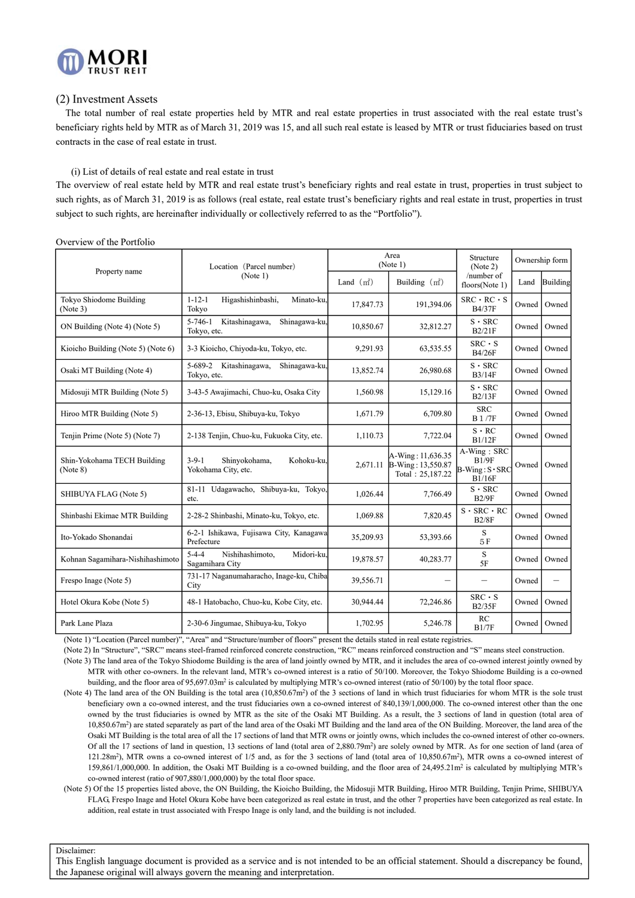## (2) Investment Assets

The total number of real estate properties held by MTR and real estate properties in trust associated with the real estate trust's beneficiary rights held by MTR as of March 31, 2019 was 15, and all such real estate is leased by MTR or trust fiduciaries based on trust contracts in the case of real estate in trust.

### (i) List of details of real estate and real estate in trust

The overview of real estate held by MTR and real estate trust's beneficiary rights and real estate in trust, properties in trust subject to such rights, as of March 31, 2019 is as follows (real estate, real estate trust's beneficiary rights and real estate in trust, properties in trust subject to such rights, are hereinafter individually or collectively referred to as the "Portfolio").

Overview of the Portfolio

| Property name | Location（Parcel number）(Note 1) | Area (Note 1) | | Structure (Note 2) /number of floors(Note 1) | Ownership form | |
|---|---|---|---|---|---|---|
| | | Land（㎡） | Building（㎡） | | Land | Building |
| Tokyo Shiodome Building (Note 3) | 1-12-1 Higashishinbashi, Minato-ku, Tokyo | 17,847.73 | 191,394.06 | SRC・RC・S B4/37F | Owned | Owned |
| ON Building (Note 4) (Note 5) | 5-746-1 Kitashinagawa, Shinagawa-ku, Tokyo, etc. | 10,850.67 | 32,812.27 | S・SRC B2/21F | Owned | Owned |
| Kioicho Building (Note 5) (Note 6) | 3-3 Kioicho, Chiyoda-ku, Tokyo, etc. | 9,291.93 | 63,535.55 | SRC・S B4/26F | Owned | Owned |
| Osaki MT Building (Note 4) | 5-689-2 Kitashinagawa, Shinagawa-ku, Tokyo, etc. | 13,852.74 | 26,980.68 | S・SRC B3/14F | Owned | Owned |
| Midosuji MTR Building (Note 5) | 3-43-5 Awajimachi, Chuo-ku, Osaka City | 1,560.98 | 15,129.16 | S・SRC B2/13F | Owned | Owned |
| Hiroo MTR Building (Note 5) | 2-36-13, Ebisu, Shibuya-ku, Tokyo | 1,671.79 | 6,709.80 | SRC B１/7F | Owned | Owned |
| Tenjin Prime (Note 5) (Note 7) | 2-138 Tenjin, Chuo-ku, Fukuoka City, etc. | 1,110.73 | 7,722.04 | S・RC B1/12F | Owned | Owned |
| Shin-Yokohama TECH Building (Note 8) | 3-9-1 Shinyokohama, Kohoku-ku, Yokohama City, etc. | 2,671.11 | A-Wing : 11,636.35 B-Wing : 13,550.87 Total：25,187.22 | A-Wing：SRC B1/9F B-Wing : S・SRC B1/16F | Owned | Owned |
| SHIBUYA FLAG (Note 5) | 81-11 Udagawacho, Shibuya-ku, Tokyo, etc. | 1,026.44 | 7,766.49 | S・SRC B2/9F | Owned | Owned |
| Shinbashi Ekimae MTR Building | 2-28-2 Shinbashi, Minato-ku, Tokyo, etc. | 1,069.88 | 7,820.45 | S・SRC・RC B2/8F | Owned | Owned |
| Ito-Yokado Shonandai | 6-2-1 Ishikawa, Fujisawa City, Kanagawa Prefecture | 35,209.93 | 53,393.66 | S 5Ｆ | Owned | Owned |
| Kohnan Sagamihara-Nishihashimoto | 5-4-4 Nishihashimoto, Midori-ku, Sagamihara City | 19,878.57 | 40,283.77 | S 5F | Owned | Owned |
| Frespo Inage (Note 5) | 731-17 Naganumaharacho, Inage-ku, Chiba City | 39,556.71 | ― | ― | Owned | ― |
| Hotel Okura Kobe (Note 5) | 48-1 Hatobacho, Chuo-ku, Kobe City, etc. | 30,944.44 | 72,246.86 | SRC・S B2/35F | Owned | Owned |
| Park Lane Plaza | 2-30-6 Jingumae, Shibuya-ku, Tokyo | 1,702.95 | 5,246.78 | RC B1/7F | Owned | Owned |

(Note 1) "Location (Parcel number)", "Area" and "Structure/number of floors" present the details stated in real estate registries.

(Note 2) In "Structure", "SRC" means steel-framed reinforced concrete construction, "RC" means reinforced construction and "S" means steel construction.

(Note 3) The land area of the Tokyo Shiodome Building is the area of land jointly owned by MTR, and it includes the area of co-owned interest jointly owned by MTR with other co-owners. In the relevant land, MTR's co-owned interest is a ratio of 50/100. Moreover, the Tokyo Shiodome Building is a co-owned building, and the floor area of 95,697.03m$^2$ is calculated by multiplying MTR's co-owned interest (ratio of 50/100) by the total floor space.

(Note 4) The land area of the ON Building is the total area (10,850.67m$^2$) of the 3 sections of land in which trust fiduciaries for whom MTR is the sole trust beneficiary own a co-owned interest, and the trust fiduciaries own a co-owned interest of 840,139/1,000,000. The co-owned interest other than the one owned by the trust fiduciaries is owned by MTR as the site of the Osaki MT Building. As a result, the 3 sections of land in question (total area of 10,850.67m$^2$) are stated separately as part of the land area of the Osaki MT Building and the land area of the ON Building. Moreover, the land area of the Osaki MT Building is the total area of all the 17 sections of land that MTR owns or jointly owns, which includes the co-owned interest of other co-owners. Of all the 17 sections of land in question, 13 sections of land (total area of 2,880.79m$^2$) are solely owned by MTR. As for one section of land (area of 121.28m$^2$), MTR owns a co-owned interest of 1/5 and, as for the 3 sections of land (total area of 10,850.67m$^2$), MTR owns a co-owned interest of 159,861/1,000,000. In addition, the Osaki MT Building is a co-owned building, and the floor area of 24,495.21m$^2$ is calculated by multiplying MTR's co-owned interest (ratio of 907,880/1,000,000) by the total floor space.

(Note 5) Of the 15 properties listed above, the ON Building, the Kioicho Building, the Midosuji MTR Building, Hiroo MTR Building, Tenjin Prime, SHIBUYA FLAG, Frespo Inage and Hotel Okura Kobe have been categorized as real estate in trust, and the other 7 properties have been categorized as real estate. In addition, real estate in trust associated with Frespo Inage is only land, and the building is not included.

Disclaimer:
This English language document is provided as a service and is not intended to be an official statement. Should a discrepancy be found, the Japanese original will always govern the meaning and interpretation.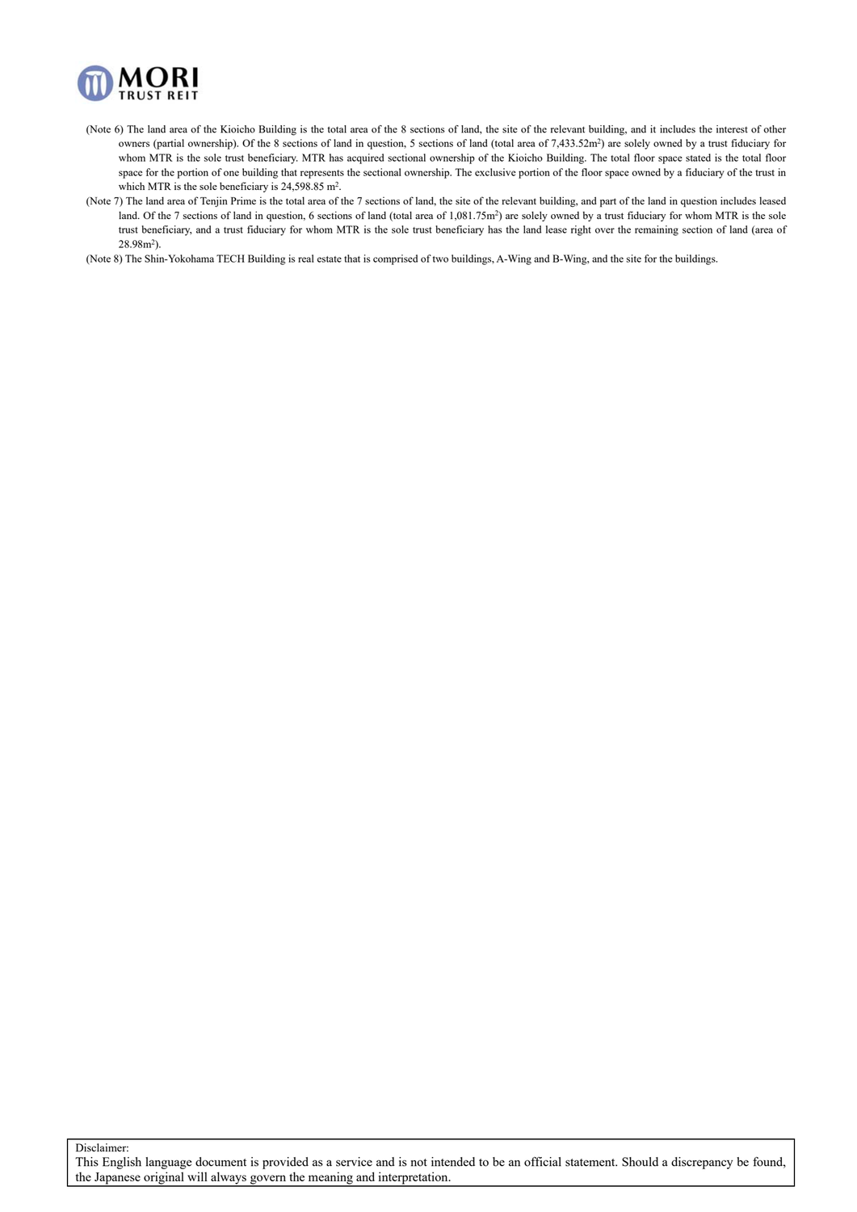(Note 6) The land area of the Kioicho Building is the total area of the 8 sections of land, the site of the relevant building, and it includes the interest of other owners (partial ownership). Of the 8 sections of land in question, 5 sections of land (total area of 7,433.52m$^2$) are solely owned by a trust fiduciary for whom MTR is the sole trust beneficiary. MTR has acquired sectional ownership of the Kioicho Building. The total floor space stated is the total floor space for the portion of one building that represents the sectional ownership. The exclusive portion of the floor space owned by a fiduciary of the trust in which MTR is the sole beneficiary is 24,598.85 m$^2$.

(Note 7) The land area of Tenjin Prime is the total area of the 7 sections of land, the site of the relevant building, and part of the land in question includes leased land. Of the 7 sections of land in question, 6 sections of land (total area of 1,081.75m$^2$) are solely owned by a trust fiduciary for whom MTR is the sole trust beneficiary, and a trust fiduciary for whom MTR is the sole trust beneficiary has the land lease right over the remaining section of land (area of 28.98m$^2$).

(Note 8) The Shin-Yokohama TECH Building is real estate that is comprised of two buildings, A-Wing and B-Wing, and the site for the buildings.

Disclaimer:
This English language document is provided as a service and is not intended to be an official statement. Should a discrepancy be found, the Japanese original will always govern the meaning and interpretation.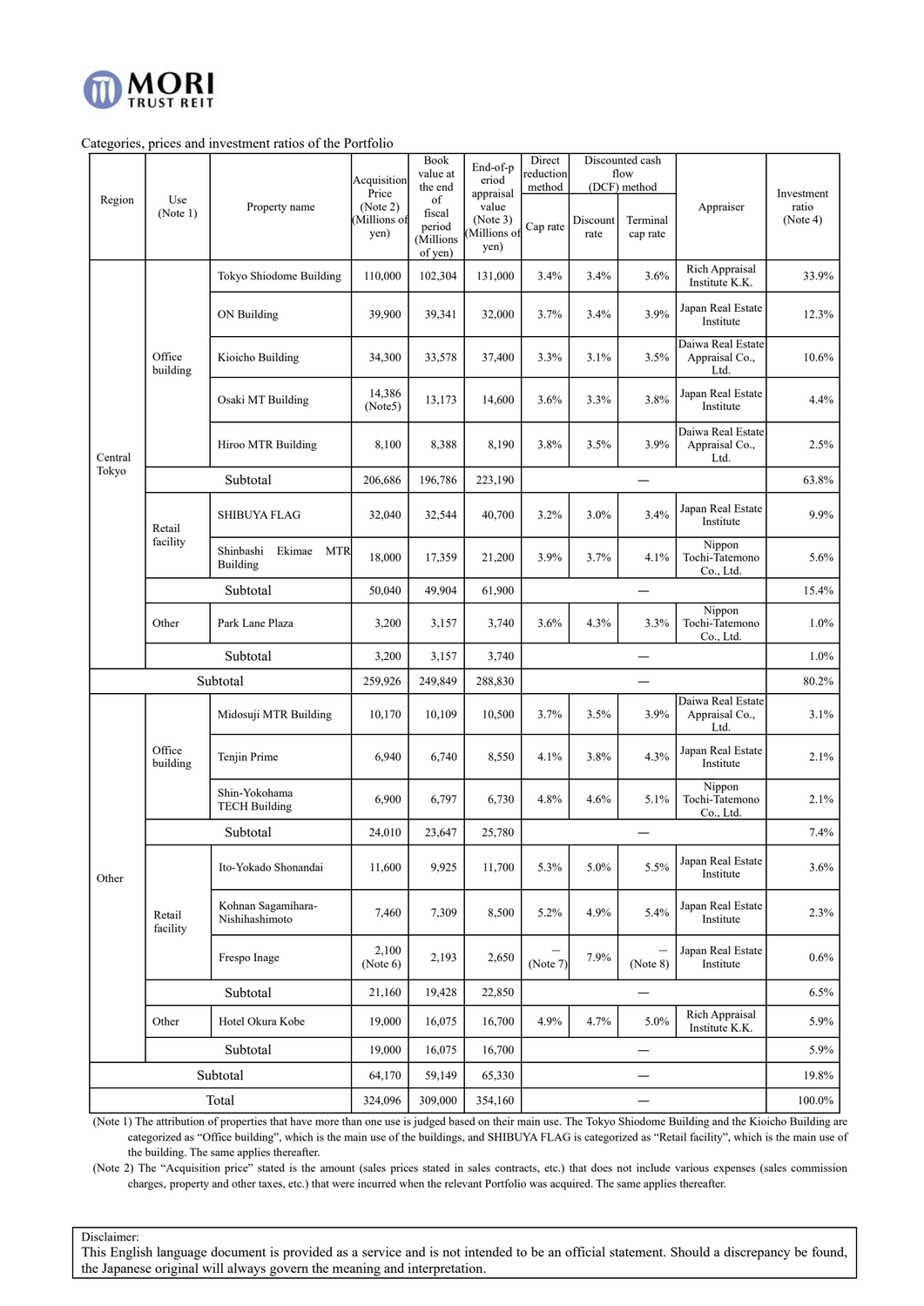Categories, prices and investment ratios of the Portfolio

| Region | Use (Note 1) | Property name | Acquisition Price (Note 2) (Millions of yen) | Book value at the end of fiscal period (Millions of yen) | End-of-period appraisal value (Note 3) (Millions of yen) | Direct reduction method | Discounted cash flow (DCF) method | | Appraiser | Investment ratio (Note 4) |
|---|---|---|---|---|---|---|---|---|---|---|
| | | | | | | Cap rate | Discount rate | Terminal cap rate | | |
| Central Tokyo | Office building | Tokyo Shiodome Building | 110,000 | 102,304 | 131,000 | 3.4% | 3.4% | 3.6% | Rich Appraisal Institute K.K. | 33.9% |
| | | ON Building | 39,900 | 39,341 | 32,000 | 3.7% | 3.4% | 3.9% | Japan Real Estate Institute | 12.3% |
| | | Kioicho Building | 34,300 | 33,578 | 37,400 | 3.3% | 3.1% | 3.5% | Daiwa Real Estate Appraisal Co., Ltd. | 10.6% |
| | | Osaki MT Building | 14,386 (Note5) | 13,173 | 14,600 | 3.6% | 3.3% | 3.8% | Japan Real Estate Institute | 4.4% |
| | | Hiroo MTR Building | 8,100 | 8,388 | 8,190 | 3.8% | 3.5% | 3.9% | Daiwa Real Estate Appraisal Co., Ltd. | 2.5% |
| | | Subtotal | 206,686 | 196,786 | 223,190 | — | | | | 63.8% |
| | Retail facility | SHIBUYA FLAG | 32,040 | 32,544 | 40,700 | 3.2% | 3.0% | 3.4% | Japan Real Estate Institute | 9.9% |
| | | Shinbashi Ekimae MTR Building | 18,000 | 17,359 | 21,200 | 3.9% | 3.7% | 4.1% | Nippon Tochi-Tatemono Co., Ltd. | 5.6% |
| | | Subtotal | 50,040 | 49,904 | 61,900 | — | | | | 15.4% |
| | Other | Park Lane Plaza | 3,200 | 3,157 | 3,740 | 3.6% | 4.3% | 3.3% | Nippon Tochi-Tatemono Co., Ltd. | 1.0% |
| | | Subtotal | 3,200 | 3,157 | 3,740 | — | | | | 1.0% |
| | Subtotal | | 259,926 | 249,849 | 288,830 | — | | | | 80.2% |
| Other | Office building | Midosuji MTR Building | 10,170 | 10,109 | 10,500 | 3.7% | 3.5% | 3.9% | Daiwa Real Estate Appraisal Co., Ltd. | 3.1% |
| | | Tenjin Prime | 6,940 | 6,740 | 8,550 | 4.1% | 3.8% | 4.3% | Japan Real Estate Institute | 2.1% |
| | | Shin-Yokohama TECH Building | 6,900 | 6,797 | 6,730 | 4.8% | 4.6% | 5.1% | Nippon Tochi-Tatemono Co., Ltd. | 2.1% |
| | | Subtotal | 24,010 | 23,647 | 25,780 | — | | | | 7.4% |
| | Retail facility | Ito-Yokado Shonandai | 11,600 | 9,925 | 11,700 | 5.3% | 5.0% | 5.5% | Japan Real Estate Institute | 3.6% |
| | | Kohnan Sagamihara-Nishihashimoto | 7,460 | 7,309 | 8,500 | 5.2% | 4.9% | 5.4% | Japan Real Estate Institute | 2.3% |
| | | Frespo Inage | 2,100 (Note 6) | 2,193 | 2,650 | — (Note 7) | 7.9% | — (Note 8) | Japan Real Estate Institute | 0.6% |
| | | Subtotal | 21,160 | 19,428 | 22,850 | — | | | | 6.5% |
| | Other | Hotel Okura Kobe | 19,000 | 16,075 | 16,700 | 4.9% | 4.7% | 5.0% | Rich Appraisal Institute K.K. | 5.9% |
| | | Subtotal | 19,000 | 16,075 | 16,700 | — | | | | 5.9% |
| | Subtotal | | 64,170 | 59,149 | 65,330 | — | | | | 19.8% |
| Total | | | 324,096 | 309,000 | 354,160 | — | | | | 100.0% |

(Note 1) The attribution of properties that have more than one use is judged based on their main use. The Tokyo Shiodome Building and the Kioicho Building are categorized as "Office building", which is the main use of the buildings, and SHIBUYA FLAG is categorized as "Retail facility", which is the main use of the building. The same applies thereafter.

(Note 2) The "Acquisition price" stated is the amount (sales prices stated in sales contracts, etc.) that does not include various expenses (sales commission charges, property and other taxes, etc.) that were incurred when the relevant Portfolio was acquired. The same applies thereafter.

Disclaimer:
This English language document is provided as a service and is not intended to be an official statement. Should a discrepancy be found, the Japanese original will always govern the meaning and interpretation.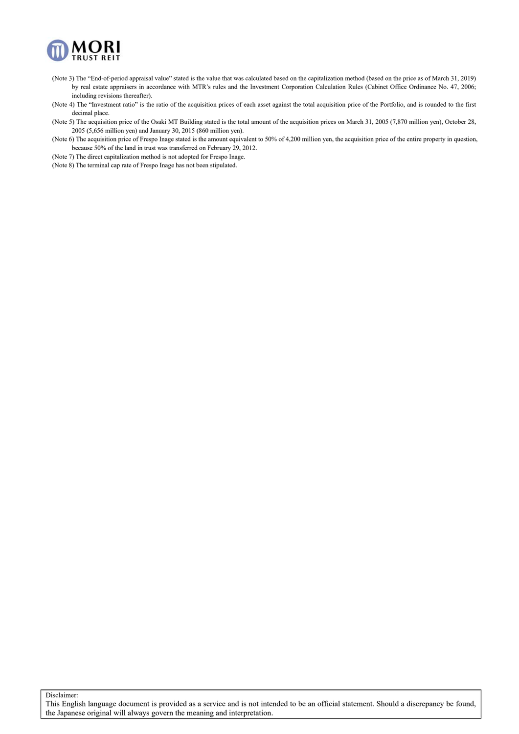(Note 3) The "End-of-period appraisal value" stated is the value that was calculated based on the capitalization method (based on the price as of March 31, 2019) by real estate appraisers in accordance with MTR's rules and the Investment Corporation Calculation Rules (Cabinet Office Ordinance No. 47, 2006; including revisions thereafter).

(Note 4) The "Investment ratio" is the ratio of the acquisition prices of each asset against the total acquisition price of the Portfolio, and is rounded to the first decimal place.

(Note 5) The acquisition price of the Osaki MT Building stated is the total amount of the acquisition prices on March 31, 2005 (7,870 million yen), October 28, 2005 (5,656 million yen) and January 30, 2015 (860 million yen).

(Note 6) The acquisition price of Frespo Inage stated is the amount equivalent to 50% of 4,200 million yen, the acquisition price of the entire property in question, because 50% of the land in trust was transferred on February 29, 2012.

(Note 7) The direct capitalization method is not adopted for Frespo Inage.

(Note 8) The terminal cap rate of Frespo Inage has not been stipulated.

Disclaimer:
This English language document is provided as a service and is not intended to be an official statement. Should a discrepancy be found, the Japanese original will always govern the meaning and interpretation.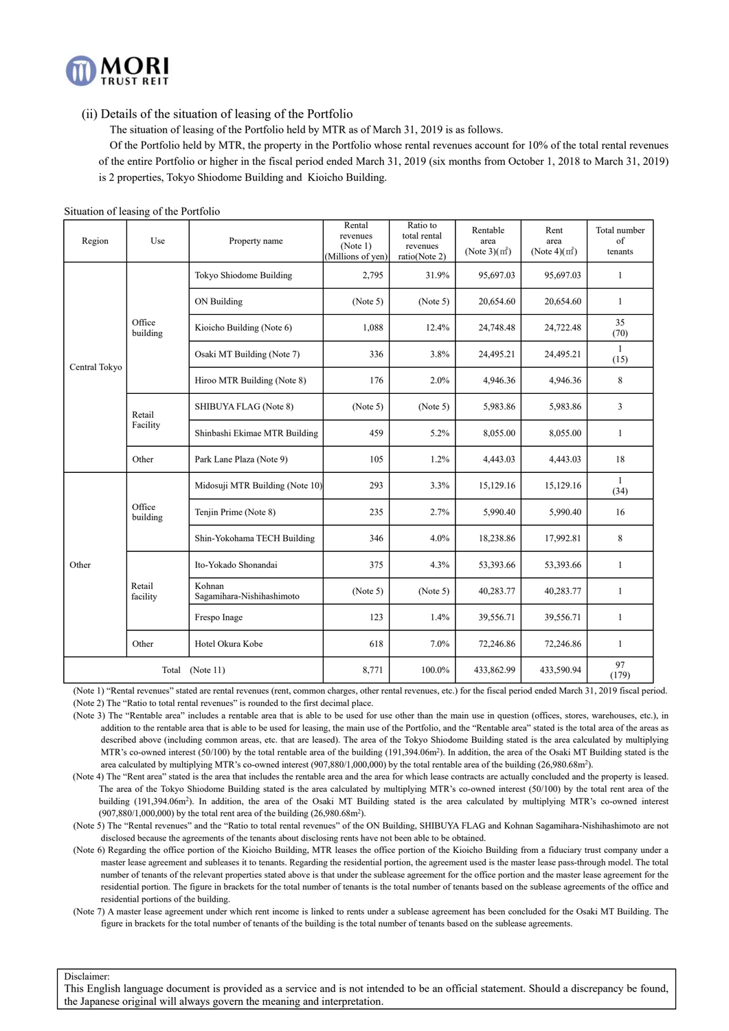(ii) Details of the situation of leasing of the Portfolio

The situation of leasing of the Portfolio held by MTR as of March 31, 2019 is as follows.

Of the Portfolio held by MTR, the property in the Portfolio whose rental revenues account for 10% of the total rental revenues of the entire Portfolio or higher in the fiscal period ended March 31, 2019 (six months from October 1, 2018 to March 31, 2019) is 2 properties, Tokyo Shiodome Building and Kioicho Building.

Situation of leasing of the Portfolio

| Region | Use | Property name | Rental revenues (Note 1) (Millions of yen) | Ratio to total rental revenues ratio(Note 2) | Rentable area (Note 3)(㎡) | Rent area (Note 4)(㎡) | Total number of tenants |
|---|---|---|---|---|---|---|---|
| Central Tokyo | Office building | Tokyo Shiodome Building | 2,795 | 31.9% | 95,697.03 | 95,697.03 | 1 |
| | | ON Building | (Note 5) | (Note 5) | 20,654.60 | 20,654.60 | 1 |
| | | Kioicho Building (Note 6) | 1,088 | 12.4% | 24,748.48 | 24,722.48 | 35 (70) |
| | | Osaki MT Building (Note 7) | 336 | 3.8% | 24,495.21 | 24,495.21 | 1 (15) |
| | | Hiroo MTR Building (Note 8) | 176 | 2.0% | 4,946.36 | 4,946.36 | 8 |
| | Retail Facility | SHIBUYA FLAG (Note 8) | (Note 5) | (Note 5) | 5,983.86 | 5,983.86 | 3 |
| | | Shinbashi Ekimae MTR Building | 459 | 5.2% | 8,055.00 | 8,055.00 | 1 |
| | Other | Park Lane Plaza (Note 9) | 105 | 1.2% | 4,443.03 | 4,443.03 | 18 |
| Other | Office building | Midosuji MTR Building (Note 10) | 293 | 3.3% | 15,129.16 | 15,129.16 | 1 (34) |
| | | Tenjin Prime (Note 8) | 235 | 2.7% | 5,990.40 | 5,990.40 | 16 |
| | | Shin-Yokohama TECH Building | 346 | 4.0% | 18,238.86 | 17,992.81 | 8 |
| | Retail facility | Ito-Yokado Shonandai | 375 | 4.3% | 53,393.66 | 53,393.66 | 1 |
| | | Kohnan Sagamihara-Nishihashimoto | (Note 5) | (Note 5) | 40,283.77 | 40,283.77 | 1 |
| | | Frespo Inage | 123 | 1.4% | 39,556.71 | 39,556.71 | 1 |
| | Other | Hotel Okura Kobe | 618 | 7.0% | 72,246.86 | 72,246.86 | 1 |
| Total (Note 11) | | | 8,771 | 100.0% | 433,862.99 | 433,590.94 | 97 (179) |

(Note 1) "Rental revenues" stated are rental revenues (rent, common charges, other rental revenues, etc.) for the fiscal period ended March 31, 2019 fiscal period.

(Note 2) The "Ratio to total rental revenues" is rounded to the first decimal place.

(Note 3) The "Rentable area" includes a rentable area that is able to be used for use other than the main use in question (offices, stores, warehouses, etc.), in addition to the rentable area that is able to be used for leasing, the main use of the Portfolio, and the "Rentable area" stated is the total area of the areas as described above (including common areas, etc. that are leased). The area of the Tokyo Shiodome Building stated is the area calculated by multiplying MTR's co-owned interest (50/100) by the total rentable area of the building (191,394.06m$^2$). In addition, the area of the Osaki MT Building stated is the area calculated by multiplying MTR's co-owned interest (907,880/1,000,000) by the total rentable area of the building (26,980.68m$^2$).

(Note 4) The "Rent area" stated is the area that includes the rentable area and the area for which lease contracts are actually concluded and the property is leased. The area of the Tokyo Shiodome Building stated is the area calculated by multiplying MTR's co-owned interest (50/100) by the total rent area of the building (191,394.06m$^2$). In addition, the area of the Osaki MT Building stated is the area calculated by multiplying MTR's co-owned interest (907,880/1,000,000) by the total rent area of the building (26,980.68m$^2$).

(Note 5) The "Rental revenues" and the "Ratio to total rental revenues" of the ON Building, SHIBUYA FLAG and Kohnan Sagamihara-Nishihashimoto are not disclosed because the agreements of the tenants about disclosing rents have not been able to be obtained.

(Note 6) Regarding the office portion of the Kioicho Building, MTR leases the office portion of the Kioicho Building from a fiduciary trust company under a master lease agreement and subleases it to tenants. Regarding the residential portion, the agreement used is the master lease pass-through model. The total number of tenants of the relevant properties stated above is that under the sublease agreement for the office portion and the master lease agreement for the residential portion. The figure in brackets for the total number of tenants is the total number of tenants based on the sublease agreements of the office and residential portions of the building.

(Note 7) A master lease agreement under which rent income is linked to rents under a sublease agreement has been concluded for the Osaki MT Building. The figure in brackets for the total number of tenants of the building is the total number of tenants based on the sublease agreements.

Disclaimer:
This English language document is provided as a service and is not intended to be an official statement. Should a discrepancy be found, the Japanese original will always govern the meaning and interpretation.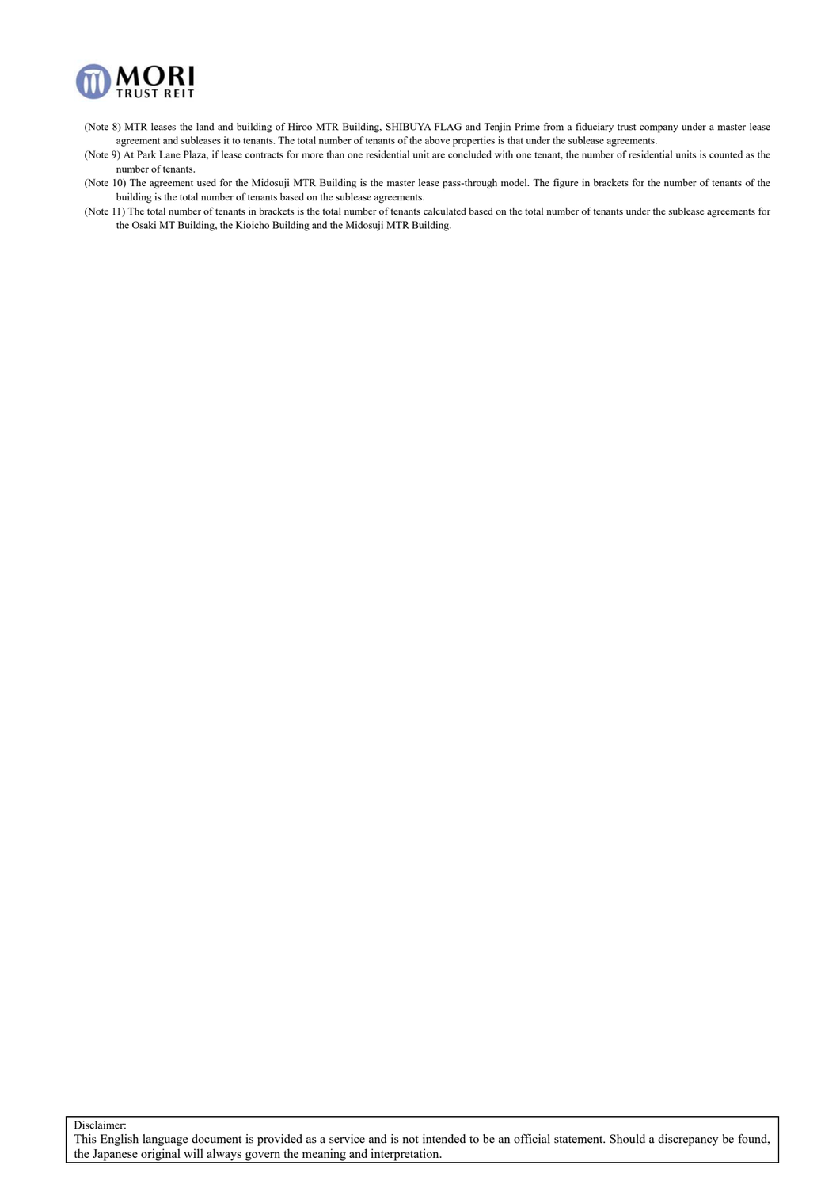(Note 8) MTR leases the land and building of Hiroo MTR Building, SHIBUYA FLAG and Tenjin Prime from a fiduciary trust company under a master lease agreement and subleases it to tenants. The total number of tenants of the above properties is that under the sublease agreements.

(Note 9) At Park Lane Plaza, if lease contracts for more than one residential unit are concluded with one tenant, the number of residential units is counted as the number of tenants.

(Note 10) The agreement used for the Midosuji MTR Building is the master lease pass-through model. The figure in brackets for the number of tenants of the building is the total number of tenants based on the sublease agreements.

(Note 11) The total number of tenants in brackets is the total number of tenants calculated based on the total number of tenants under the sublease agreements for the Osaki MT Building, the Kioicho Building and the Midosuji MTR Building.

Disclaimer:
This English language document is provided as a service and is not intended to be an official statement. Should a discrepancy be found, the Japanese original will always govern the meaning and interpretation.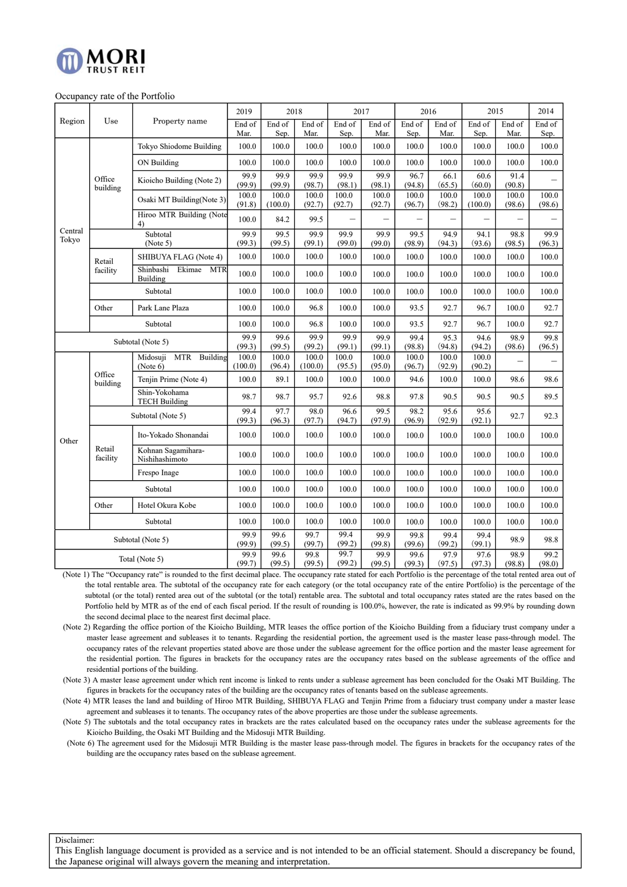MORI TRUST REIT

Occupancy rate of the Portfolio

| Region | Use | Property name | 2019 End of Mar. | 2018 End of Sep. | 2018 End of Mar. | 2017 End of Sep. | 2017 End of Mar. | 2016 End of Sep. | 2016 End of Mar. | 2015 End of Sep. | 2015 End of Mar. | 2014 End of Sep. |
|---|---|---|---|---|---|---|---|---|---|---|---|---|
| Central Tokyo | Office building | Tokyo Shiodome Building | 100.0 | 100.0 | 100.0 | 100.0 | 100.0 | 100.0 | 100.0 | 100.0 | 100.0 | 100.0 |
| | | ON Building | 100.0 | 100.0 | 100.0 | 100.0 | 100.0 | 100.0 | 100.0 | 100.0 | 100.0 | 100.0 |
| | | Kioicho Building (Note 2) | 99.9 (99.9) | 99.9 (99.9) | 99.9 (98.7) | 99.9 (98.1) | 99.9 (98.1) | 96.7 (94.8) | 66.1 (65.5) | 60.6 (60.0) | 91.4 (90.8) | – |
| | | Osaki MT Building(Note 3) | 100.0 (91.8) | 100.0 (100.0) | 100.0 (92.7) | 100.0 (92.7) | 100.0 (92.7) | 100.0 (96.7) | 100.0 (98.2) | 100.0 (100.0) | 100.0 (98.6) | 100.0 (98.6) |
| | | Hiroo MTR Building (Note 4) | 100.0 | 84.2 | 99.5 | – | – | – | – | – | – | – |
| | | Subtotal (Note 5) | 99.9 (99.3) | 99.5 (99.5) | 99.9 (99.1) | 99.9 (99.0) | 99.9 (99.0) | 99.5 (98.9) | 94.9 (94.3) | 94.1 (93.6) | 98.8 (98.5) | 99.9 (96.3) |
| | Retail facility | SHIBUYA FLAG (Note 4) | 100.0 | 100.0 | 100.0 | 100.0 | 100.0 | 100.0 | 100.0 | 100.0 | 100.0 | 100.0 |
| | | Shinbashi Ekimae MTR Building | 100.0 | 100.0 | 100.0 | 100.0 | 100.0 | 100.0 | 100.0 | 100.0 | 100.0 | 100.0 |
| | | Subtotal | 100.0 | 100.0 | 100.0 | 100.0 | 100.0 | 100.0 | 100.0 | 100.0 | 100.0 | 100.0 |
| | Other | Park Lane Plaza | 100.0 | 100.0 | 96.8 | 100.0 | 100.0 | 93.5 | 92.7 | 96.7 | 100.0 | 92.7 |
| | | Subtotal | 100.0 | 100.0 | 96.8 | 100.0 | 100.0 | 93.5 | 92.7 | 96.7 | 100.0 | 92.7 |
| | Subtotal (Note 5) | | 99.9 (99.3) | 99.6 (99.5) | 99.9 (99.2) | 99.9 (99.1) | 99.9 (99.1) | 99.4 (98.8) | 95.3 (94.8) | 94.6 (94.2) | 98.9 (98.6) | 99.8 (96.5) |
| Other | Office building | Midosuji MTR Building (Note 6) | 100.0 (100.0) | 100.0 (96.4) | 100.0 (100.0) | 100.0 (95.5) | 100.0 (95.0) | 100.0 (96.7) | 100.0 (92.9) | 100.0 (90.2) | – | – |
| | | Tenjin Prime (Note 4) | 100.0 | 89.1 | 100.0 | 100.0 | 100.0 | 94.6 | 100.0 | 100.0 | 98.6 | 98.6 |
| | | Shin-Yokohama TECH Building | 98.7 | 98.7 | 95.7 | 92.6 | 98.8 | 97.8 | 90.5 | 90.5 | 90.5 | 89.5 |
| | | Subtotal (Note 5) | 99.4 (99.3) | 97.7 (96.3) | 98.0 (97.7) | 96.6 (94.7) | 99.5 (97.9) | 98.2 (96.9) | 95.6 (92.9) | 95.6 (92.1) | 92.7 | 92.3 |
| | Retail facility | Ito-Yokado Shonandai | 100.0 | 100.0 | 100.0 | 100.0 | 100.0 | 100.0 | 100.0 | 100.0 | 100.0 | 100.0 |
| | | Kohnan Sagamihara-Nishihashimoto | 100.0 | 100.0 | 100.0 | 100.0 | 100.0 | 100.0 | 100.0 | 100.0 | 100.0 | 100.0 |
| | | Frespo Inage | 100.0 | 100.0 | 100.0 | 100.0 | 100.0 | 100.0 | 100.0 | 100.0 | 100.0 | 100.0 |
| | | Subtotal | 100.0 | 100.0 | 100.0 | 100.0 | 100.0 | 100.0 | 100.0 | 100.0 | 100.0 | 100.0 |
| | Other | Hotel Okura Kobe | 100.0 | 100.0 | 100.0 | 100.0 | 100.0 | 100.0 | 100.0 | 100.0 | 100.0 | 100.0 |
| | | Subtotal | 100.0 | 100.0 | 100.0 | 100.0 | 100.0 | 100.0 | 100.0 | 100.0 | 100.0 | 100.0 |
| | Subtotal (Note 5) | | 99.9 (99.9) | 99.6 (99.5) | 99.7 (99.7) | 99.4 (99.2) | 99.9 (99.8) | 99.8 (99.6) | 99.4 (99.2) | 99.4 (99.1) | 98.9 | 98.8 |
| Total (Note 5) | | | 99.9 (99.7) | 99.6 (99.5) | 99.8 (99.5) | 99.7 (99.2) | 99.9 (99.5) | 99.6 (99.3) | 97.9 (97.5) | 97.6 (97.3) | 98.9 (98.8) | 99.2 (98.0) |

(Note 1) The "Occupancy rate" is rounded to the first decimal place. The occupancy rate stated for each Portfolio is the percentage of the total rented area out of the total rentable area. The subtotal of the occupancy rate for each category (or the total occupancy rate of the entire Portfolio) is the percentage of the subtotal (or the total) rented area out of the subtotal (or the total) rentable area. The subtotal and total occupancy rates stated are the rates based on the Portfolio held by MTR as of the end of each fiscal period. If the result of rounding is 100.0%, however, the rate is indicated as 99.9% by rounding down the second decimal place to the nearest first decimal place.

(Note 2) Regarding the office portion of the Kioicho Building, MTR leases the office portion of the Kioicho Building from a fiduciary trust company under a master lease agreement and subleases it to tenants. Regarding the residential portion, the agreement used is the master lease pass-through model. The occupancy rates of the relevant properties stated above are those under the sublease agreement for the office portion and the master lease agreement for the residential portion. The figures in brackets for the occupancy rates are the occupancy rates based on the sublease agreements of the office and residential portions of the building.

(Note 3) A master lease agreement under which rent income is linked to rents under a sublease agreement has been concluded for the Osaki MT Building. The figures in brackets for the occupancy rates of the building are the occupancy rates of tenants based on the sublease agreements.

(Note 4) MTR leases the land and building of Hiroo MTR Building, SHIBUYA FLAG and Tenjin Prime from a fiduciary trust company under a master lease agreement and subleases it to tenants. The occupancy rates of the above properties are those under the sublease agreements.

(Note 5) The subtotals and the total occupancy rates in brackets are the rates calculated based on the occupancy rates under the sublease agreements for the Kioicho Building, the Osaki MT Building and the Midosuji MTR Building.

(Note 6) The agreement used for the Midosuji MTR Building is the master lease pass-through model. The figures in brackets for the occupancy rates of the building are the occupancy rates based on the sublease agreement.

Disclaimer:
This English language document is provided as a service and is not intended to be an official statement. Should a discrepancy be found, the Japanese original will always govern the meaning and interpretation.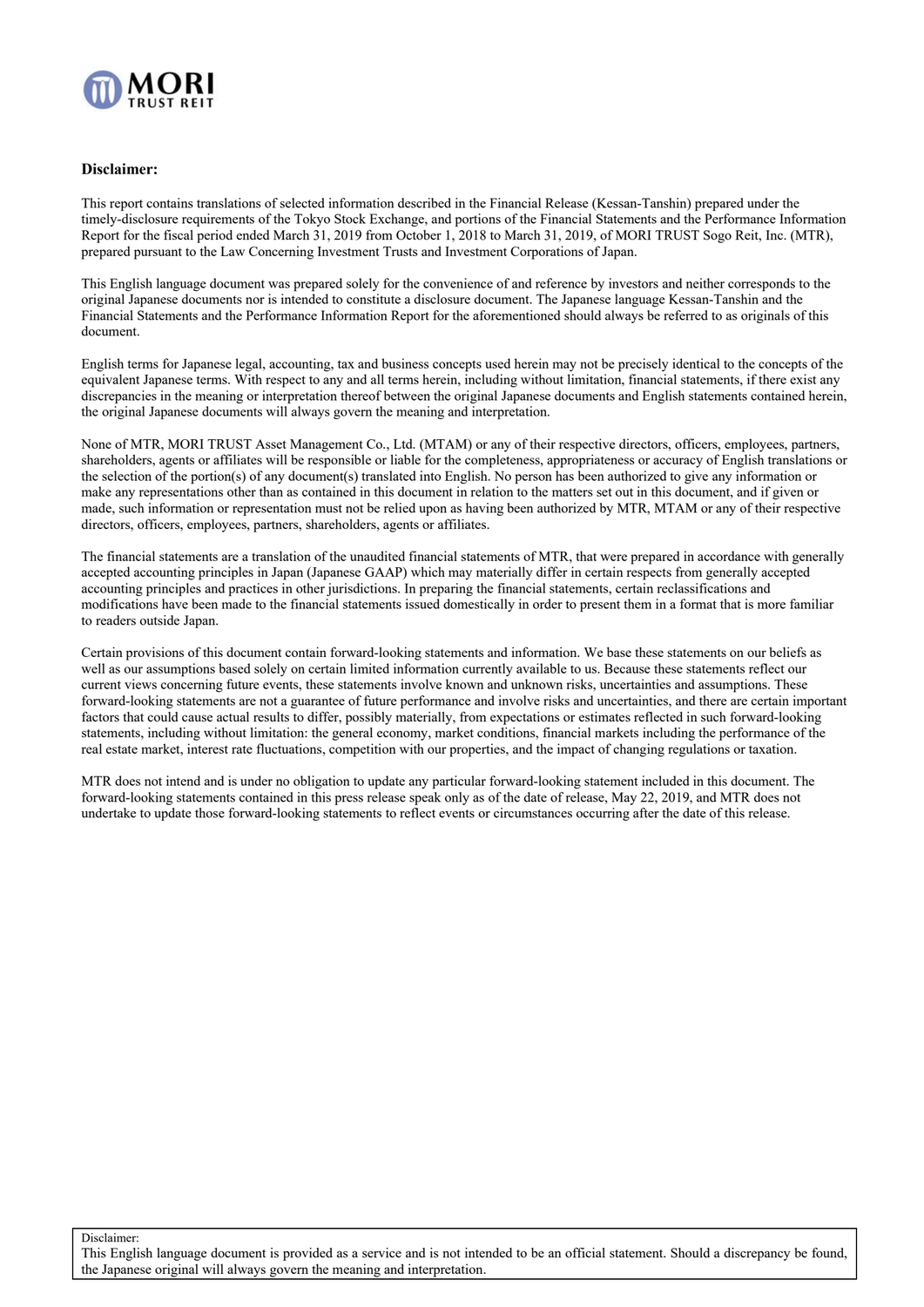**Disclaimer:**

This report contains translations of selected information described in the Financial Release (Kessan-Tanshin) prepared under the timely-disclosure requirements of the Tokyo Stock Exchange, and portions of the Financial Statements and the Performance Information Report for the fiscal period ended March 31, 2019 from October 1, 2018 to March 31, 2019, of MORI TRUST Sogo Reit, Inc. (MTR), prepared pursuant to the Law Concerning Investment Trusts and Investment Corporations of Japan.

This English language document was prepared solely for the convenience of and reference by investors and neither corresponds to the original Japanese documents nor is intended to constitute a disclosure document. The Japanese language Kessan-Tanshin and the Financial Statements and the Performance Information Report for the aforementioned should always be referred to as originals of this document.

English terms for Japanese legal, accounting, tax and business concepts used herein may not be precisely identical to the concepts of the equivalent Japanese terms. With respect to any and all terms herein, including without limitation, financial statements, if there exist any discrepancies in the meaning or interpretation thereof between the original Japanese documents and English statements contained herein, the original Japanese documents will always govern the meaning and interpretation.

None of MTR, MORI TRUST Asset Management Co., Ltd. (MTAM) or any of their respective directors, officers, employees, partners, shareholders, agents or affiliates will be responsible or liable for the completeness, appropriateness or accuracy of English translations or the selection of the portion(s) of any document(s) translated into English. No person has been authorized to give any information or make any representations other than as contained in this document in relation to the matters set out in this document, and if given or made, such information or representation must not be relied upon as having been authorized by MTR, MTAM or any of their respective directors, officers, employees, partners, shareholders, agents or affiliates.

The financial statements are a translation of the unaudited financial statements of MTR, that were prepared in accordance with generally accepted accounting principles in Japan (Japanese GAAP) which may materially differ in certain respects from generally accepted accounting principles and practices in other jurisdictions. In preparing the financial statements, certain reclassifications and modifications have been made to the financial statements issued domestically in order to present them in a format that is more familiar to readers outside Japan.

Certain provisions of this document contain forward-looking statements and information. We base these statements on our beliefs as well as our assumptions based solely on certain limited information currently available to us. Because these statements reflect our current views concerning future events, these statements involve known and unknown risks, uncertainties and assumptions. These forward-looking statements are not a guarantee of future performance and involve risks and uncertainties, and there are certain important factors that could cause actual results to differ, possibly materially, from expectations or estimates reflected in such forward-looking statements, including without limitation: the general economy, market conditions, financial markets including the performance of the real estate market, interest rate fluctuations, competition with our properties, and the impact of changing regulations or taxation.

MTR does not intend and is under no obligation to update any particular forward-looking statement included in this document. The forward-looking statements contained in this press release speak only as of the date of release, May 22, 2019, and MTR does not undertake to update those forward-looking statements to reflect events or circumstances occurring after the date of this release.